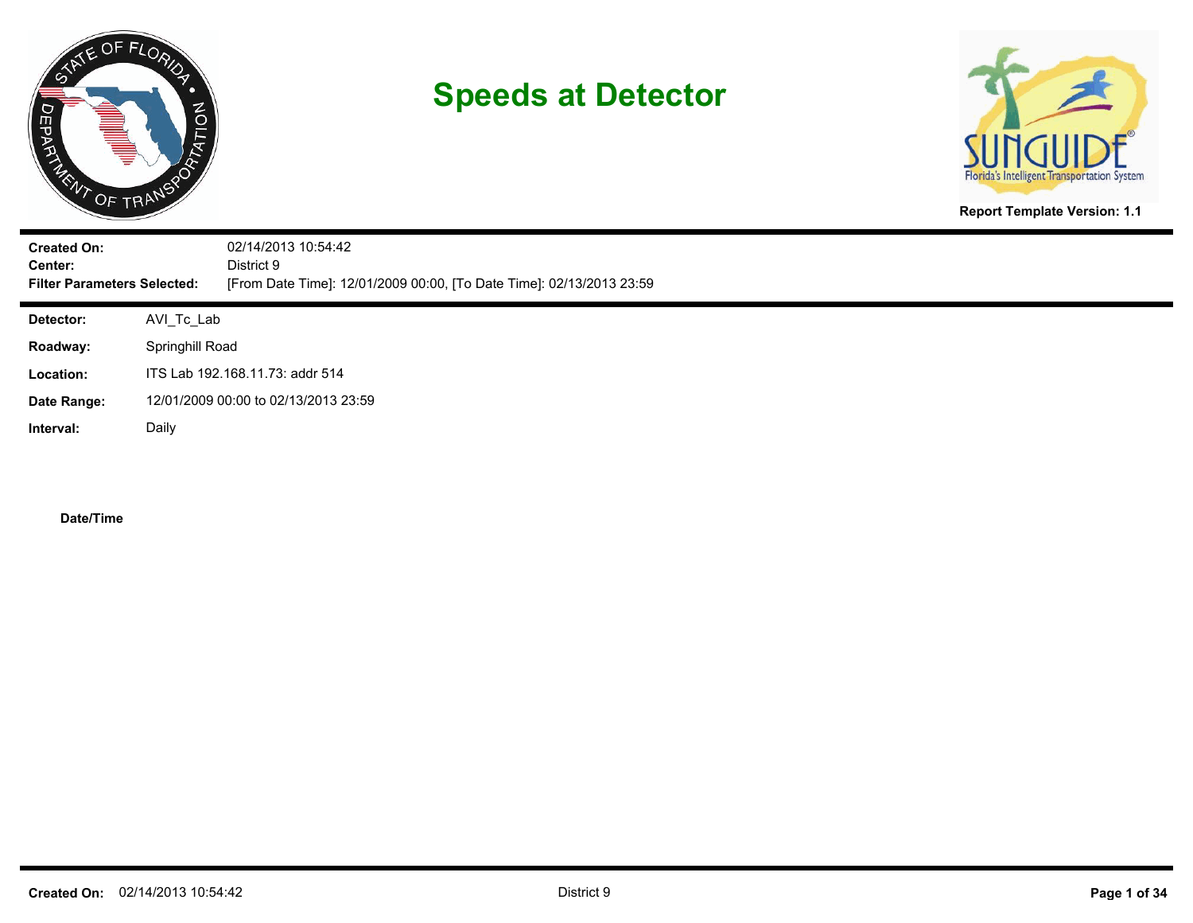# Speeds at Detector

Report Template Version: 1.1

**Created On:** 02/14/2013 10:54:42
**Center:** District 9
**Filter Parameters Selected:** [From Date Time]: 12/01/2009 00:00, [To Date Time]: 02/13/2013 23:59

**Detector:** AVI_Tc_Lab

**Roadway:** Springhill Road

**Location:** ITS Lab 192.168.11.73: addr 514

**Date Range:** 12/01/2009 00:00 to 02/13/2013 23:59

**Interval:** Daily

**Date/Time**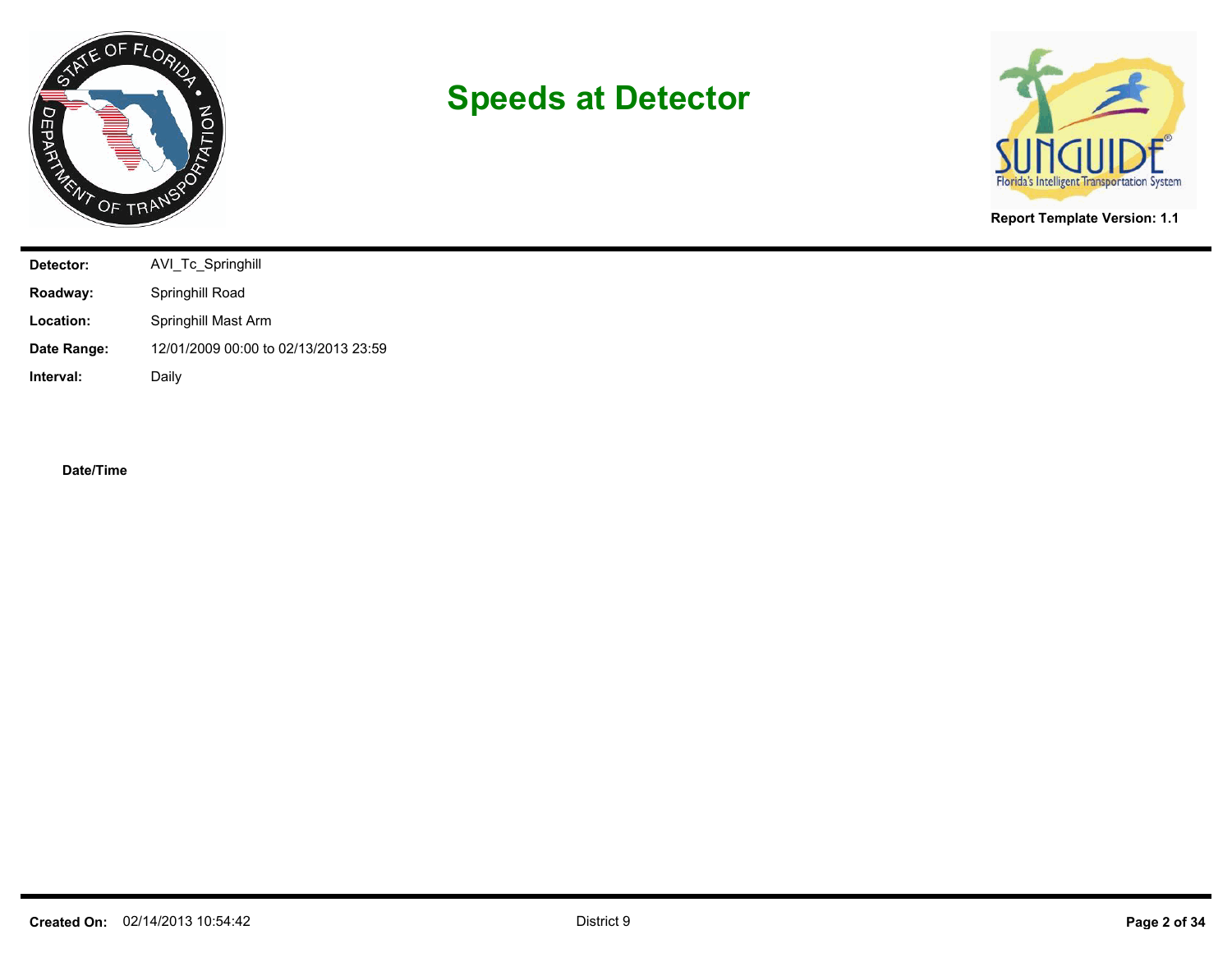# Speeds at Detector

**Report Template Version: 1.1**

| | |
|---|---|
| **Detector:** | AVI_Tc_Springhill |
| **Roadway:** | Springhill Road |
| **Location:** | Springhill Mast Arm |
| **Date Range:** | 12/01/2009 00:00 to 02/13/2013 23:59 |
| **Interval:** | Daily |

**Date/Time**

**Created On:** 02/14/2013 10:54:42

District 9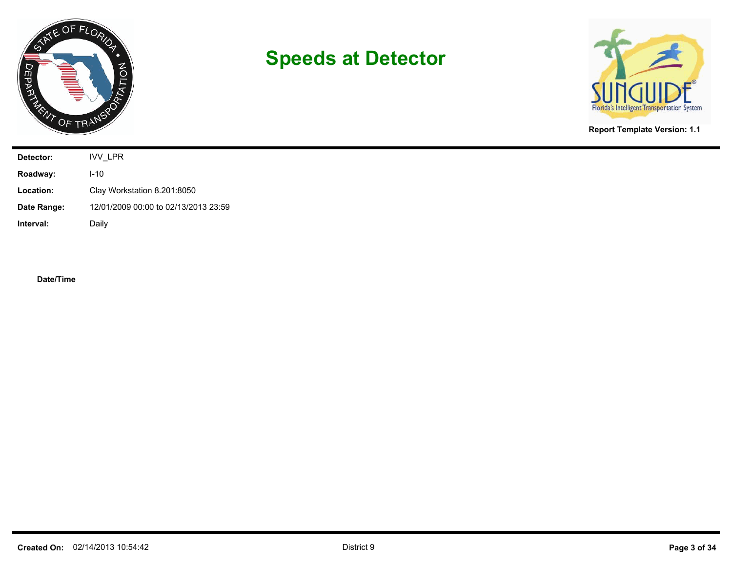# Speeds at Detector

**Report Template Version: 1.1**

| | |
|---|---|
| **Detector:** | IVV_LPR |
| **Roadway:** | I-10 |
| **Location:** | Clay Workstation 8.201:8050 |
| **Date Range:** | 12/01/2009 00:00 to 02/13/2013 23:59 |
| **Interval:** | Daily |

**Date/Time**

**Created On:** 02/14/2013 10:54:42

District 9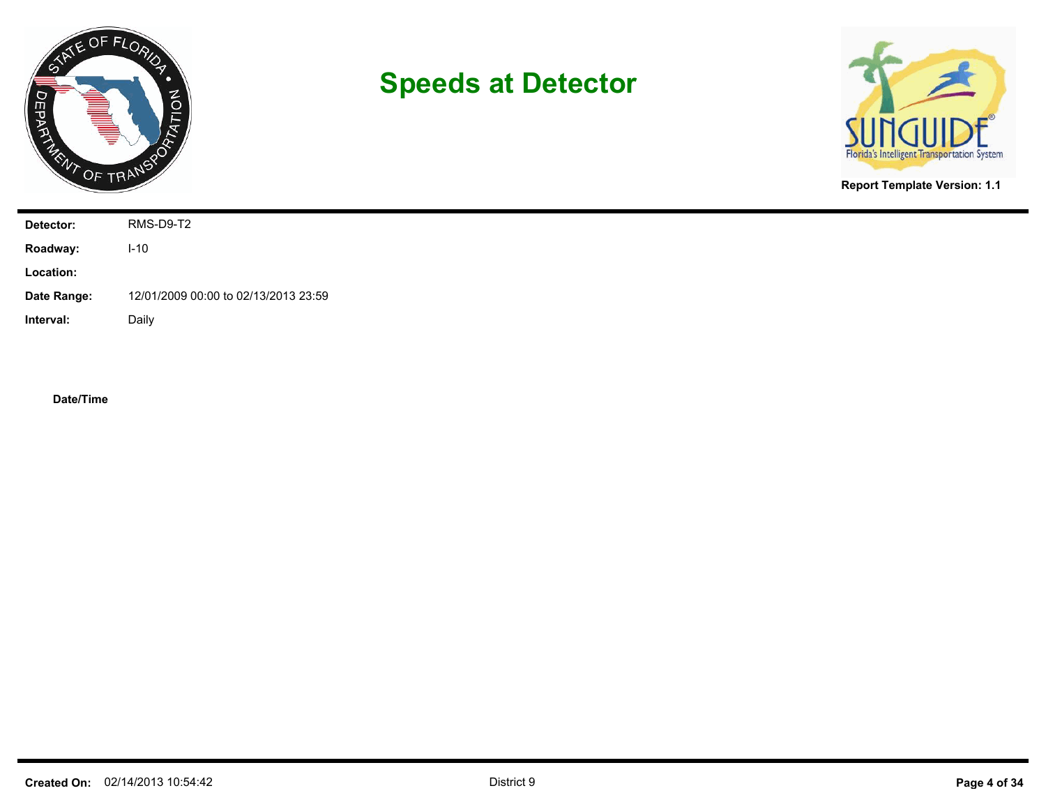# Speeds at Detector

**Report Template Version: 1.1**

| | |
|---|---|
| **Detector:** | RMS-D9-T2 |
| **Roadway:** | I-10 |
| **Location:** | |
| **Date Range:** | 12/01/2009 00:00 to 02/13/2013 23:59 |
| **Interval:** | Daily |

**Date/Time**

**Created On:** 02/14/2013 10:54:42

District 9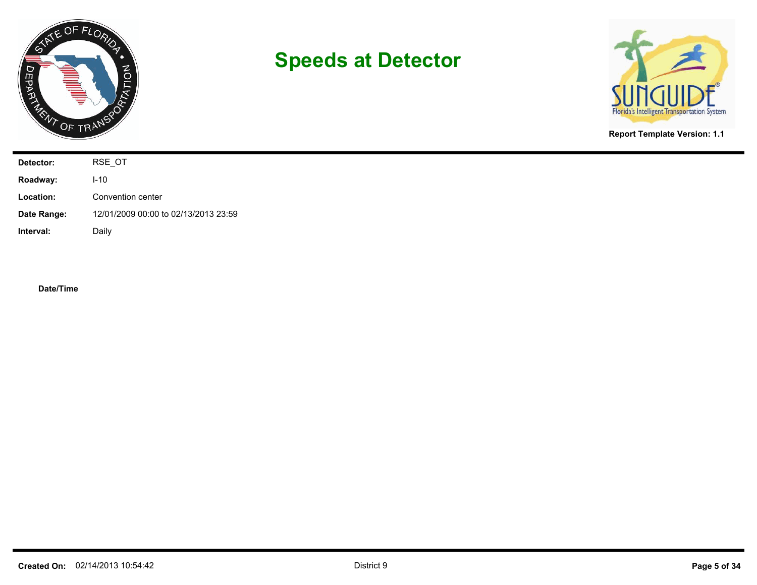# Speeds at Detector

**Report Template Version: 1.1**

| | |
|---|---|
| **Detector:** | RSE_OT |
| **Roadway:** | I-10 |
| **Location:** | Convention center |
| **Date Range:** | 12/01/2009 00:00 to 02/13/2013 23:59 |
| **Interval:** | Daily |

**Date/Time**

**Created On:** 02/14/2013 10:54:42

District 9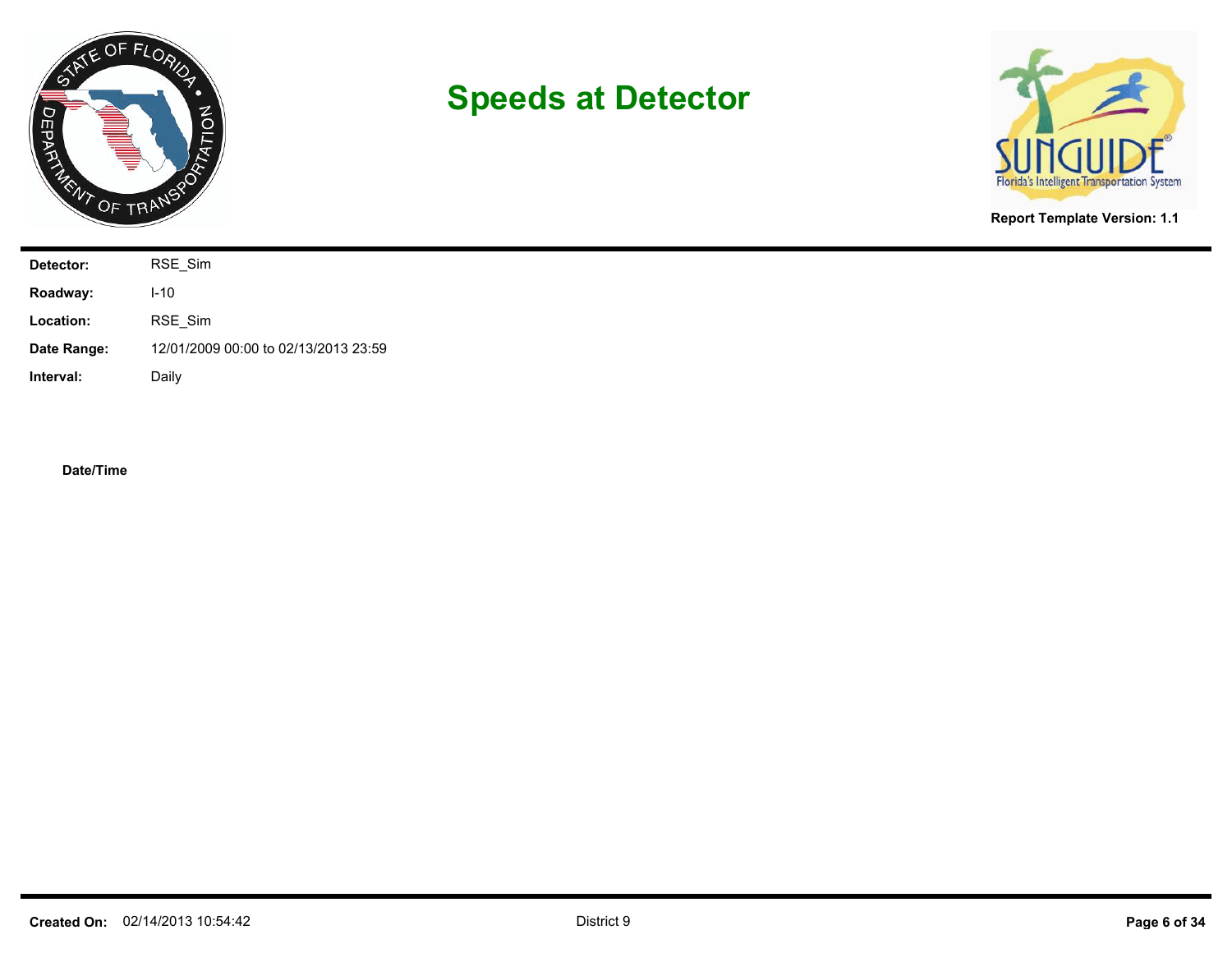# Speeds at Detector

**Report Template Version: 1.1**

| | |
|---|---|
| **Detector:** | RSE_Sim |
| **Roadway:** | I-10 |
| **Location:** | RSE_Sim |
| **Date Range:** | 12/01/2009 00:00 to 02/13/2013 23:59 |
| **Interval:** | Daily |

**Date/Time**

**Created On:** 02/14/2013 10:54:42

District 9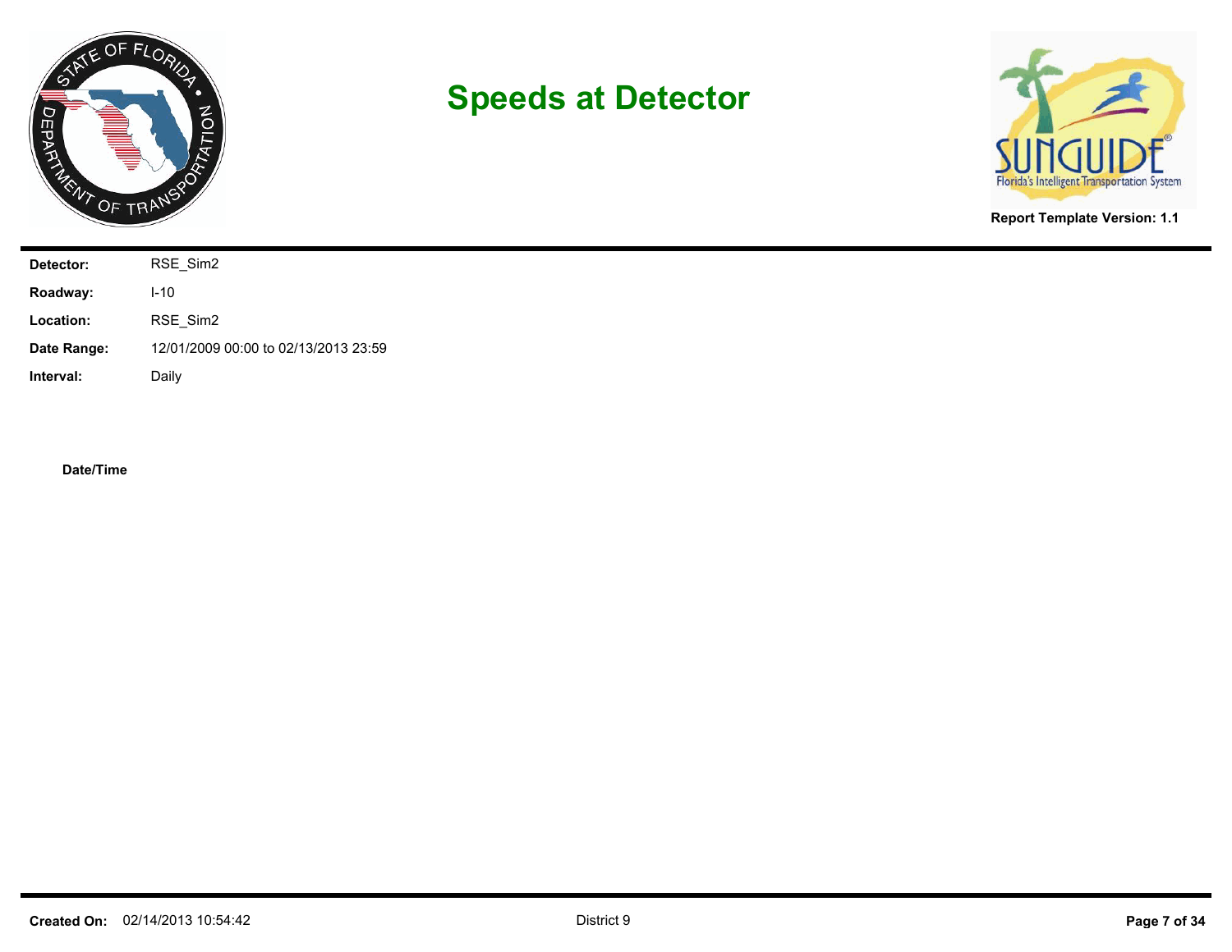# Speeds at Detector

**Report Template Version: 1.1**

| | |
|---|---|
| **Detector:** | RSE_Sim2 |
| **Roadway:** | I-10 |
| **Location:** | RSE_Sim2 |
| **Date Range:** | 12/01/2009 00:00 to 02/13/2013 23:59 |
| **Interval:** | Daily |

**Date/Time**

**Created On:** 02/14/2013 10:54:42

District 9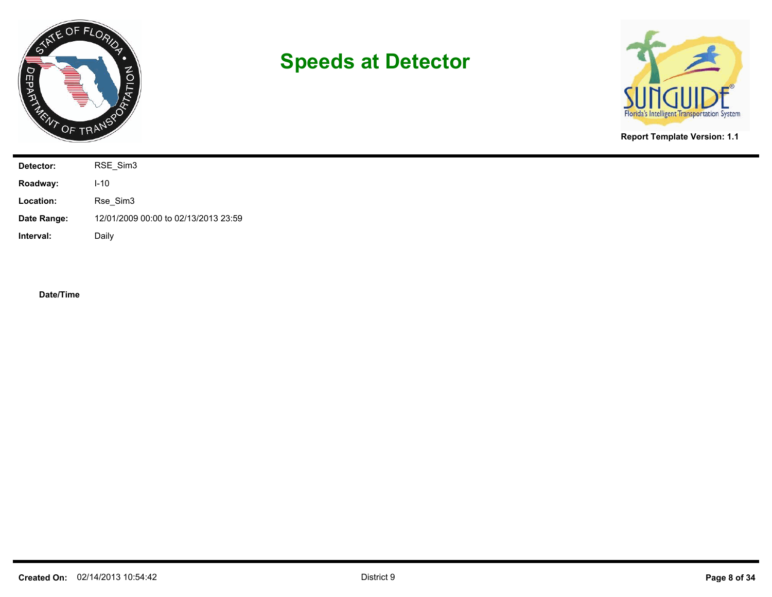# Speeds at Detector

**Report Template Version: 1.1**

| | |
|---|---|
| **Detector:** | RSE_Sim3 |
| **Roadway:** | I-10 |
| **Location:** | Rse_Sim3 |
| **Date Range:** | 12/01/2009 00:00 to 02/13/2013 23:59 |
| **Interval:** | Daily |

**Date/Time**

**Created On:** 02/14/2013 10:54:42

District 9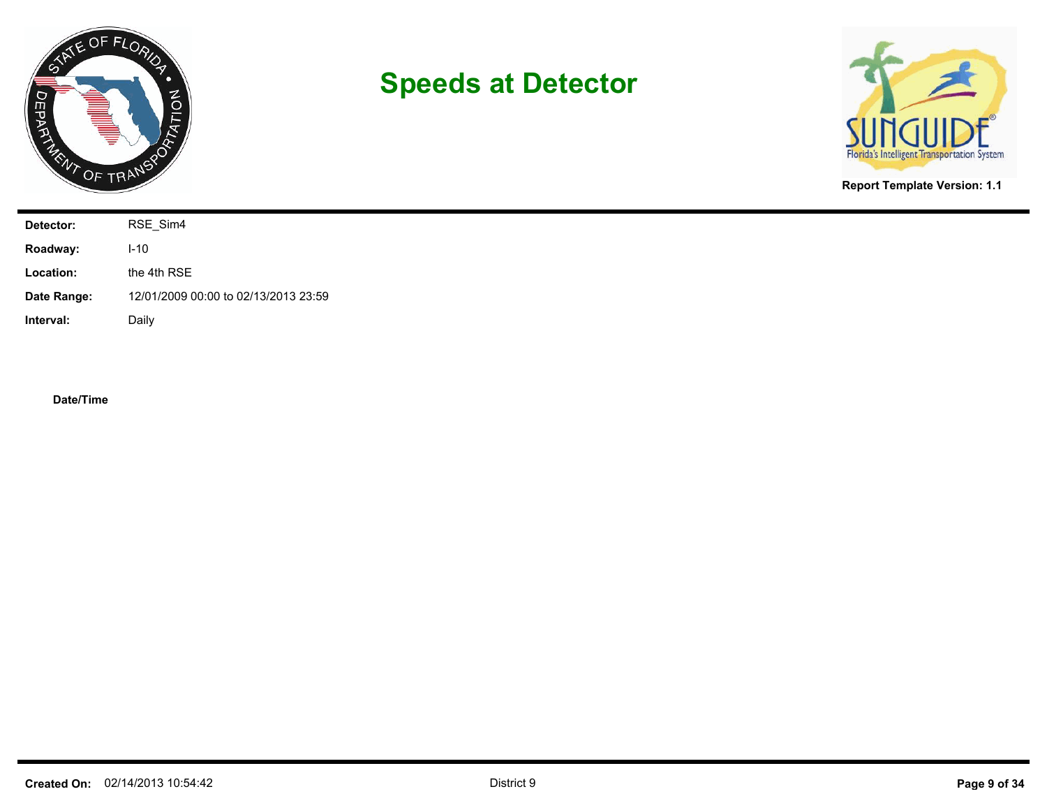# Speeds at Detector

**Report Template Version: 1.1**

| | |
|---|---|
| **Detector:** | RSE_Sim4 |
| **Roadway:** | I-10 |
| **Location:** | the 4th RSE |
| **Date Range:** | 12/01/2009 00:00 to 02/13/2013 23:59 |
| **Interval:** | Daily |

**Date/Time**

**Created On:** 02/14/2013 10:54:42

District 9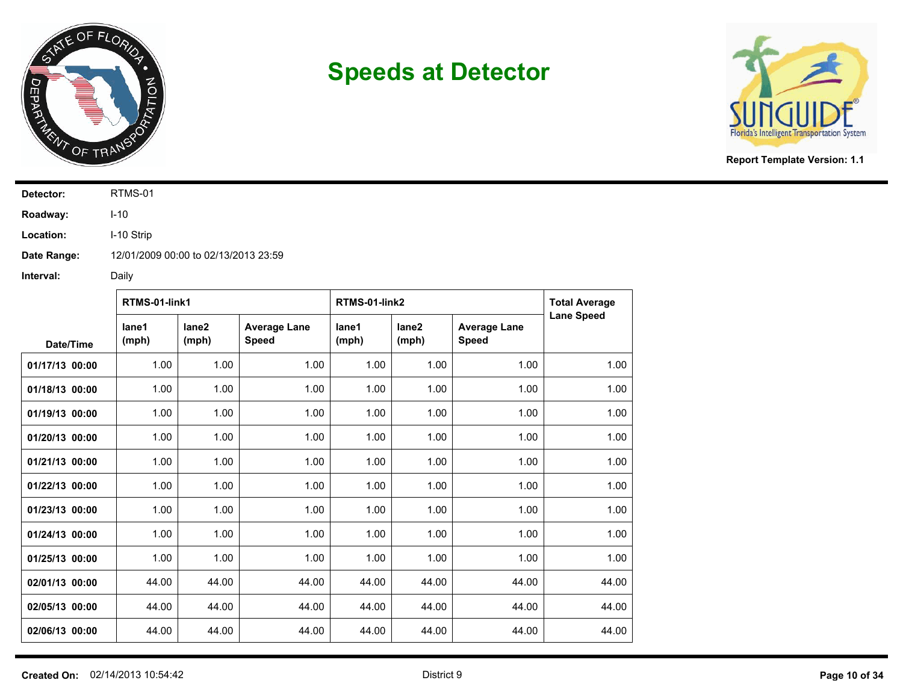# Speeds at Detector

**Report Template Version: 1.1**

**Detector:** RTMS-01

**Roadway:** I-10

**Location:** I-10 Strip

**Date Range:** 12/01/2009 00:00 to 02/13/2013 23:59

**Interval:** Daily

| Date/Time | RTMS-01-link1 | | | RTMS-01-link2 | | | Total Average Lane Speed |
|---|---|---|---|---|---|---|---|
| | lane1 (mph) | lane2 (mph) | Average Lane Speed | lane1 (mph) | lane2 (mph) | Average Lane Speed | |
| **01/17/13 00:00** | 1.00 | 1.00 | 1.00 | 1.00 | 1.00 | 1.00 | 1.00 |
| **01/18/13 00:00** | 1.00 | 1.00 | 1.00 | 1.00 | 1.00 | 1.00 | 1.00 |
| **01/19/13 00:00** | 1.00 | 1.00 | 1.00 | 1.00 | 1.00 | 1.00 | 1.00 |
| **01/20/13 00:00** | 1.00 | 1.00 | 1.00 | 1.00 | 1.00 | 1.00 | 1.00 |
| **01/21/13 00:00** | 1.00 | 1.00 | 1.00 | 1.00 | 1.00 | 1.00 | 1.00 |
| **01/22/13 00:00** | 1.00 | 1.00 | 1.00 | 1.00 | 1.00 | 1.00 | 1.00 |
| **01/23/13 00:00** | 1.00 | 1.00 | 1.00 | 1.00 | 1.00 | 1.00 | 1.00 |
| **01/24/13 00:00** | 1.00 | 1.00 | 1.00 | 1.00 | 1.00 | 1.00 | 1.00 |
| **01/25/13 00:00** | 1.00 | 1.00 | 1.00 | 1.00 | 1.00 | 1.00 | 1.00 |
| **02/01/13 00:00** | 44.00 | 44.00 | 44.00 | 44.00 | 44.00 | 44.00 | 44.00 |
| **02/05/13 00:00** | 44.00 | 44.00 | 44.00 | 44.00 | 44.00 | 44.00 | 44.00 |
| **02/06/13 00:00** | 44.00 | 44.00 | 44.00 | 44.00 | 44.00 | 44.00 | 44.00 |

**Created On:** 02/14/2013 10:54:42 District 9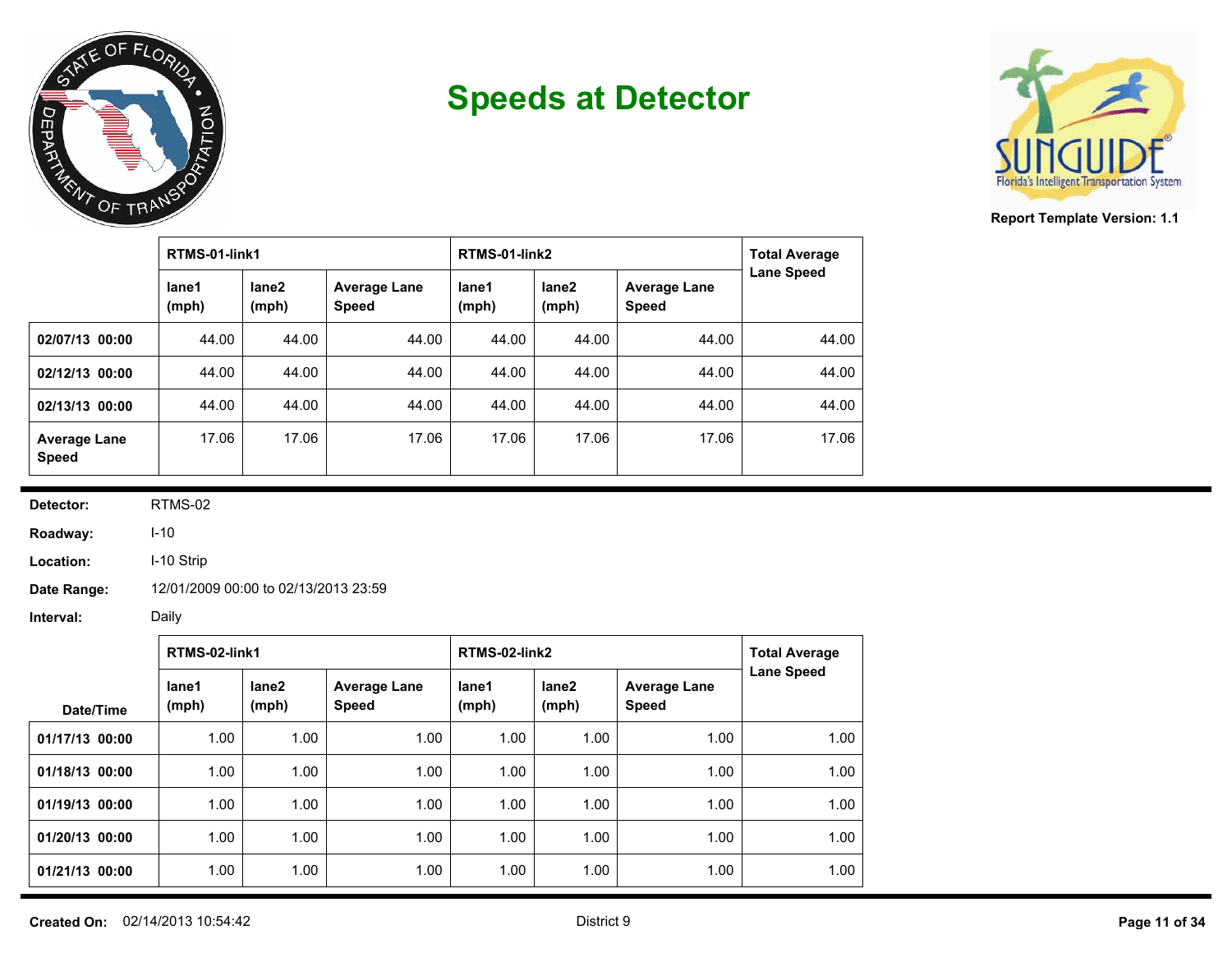# Speeds at Detector

Report Template Version: 1.1

| | RTMS-01-link1 | | | RTMS-01-link2 | | | Total Average Lane Speed |
|---|---|---|---|---|---|---|---|
| | lane1 (mph) | lane2 (mph) | Average Lane Speed | lane1 (mph) | lane2 (mph) | Average Lane Speed | |
| **02/07/13 00:00** | 44.00 | 44.00 | 44.00 | 44.00 | 44.00 | 44.00 | 44.00 |
| **02/12/13 00:00** | 44.00 | 44.00 | 44.00 | 44.00 | 44.00 | 44.00 | 44.00 |
| **02/13/13 00:00** | 44.00 | 44.00 | 44.00 | 44.00 | 44.00 | 44.00 | 44.00 |
| **Average Lane Speed** | 17.06 | 17.06 | 17.06 | 17.06 | 17.06 | 17.06 | 17.06 |

**Detector:** RTMS-02

**Roadway:** I-10

**Location:** I-10 Strip

**Date Range:** 12/01/2009 00:00 to 02/13/2013 23:59

**Interval:** Daily

| | RTMS-02-link1 | | | RTMS-02-link2 | | | Total Average Lane Speed |
|---|---|---|---|---|---|---|---|
| Date/Time | lane1 (mph) | lane2 (mph) | Average Lane Speed | lane1 (mph) | lane2 (mph) | Average Lane Speed | |
| **01/17/13 00:00** | 1.00 | 1.00 | 1.00 | 1.00 | 1.00 | 1.00 | 1.00 |
| **01/18/13 00:00** | 1.00 | 1.00 | 1.00 | 1.00 | 1.00 | 1.00 | 1.00 |
| **01/19/13 00:00** | 1.00 | 1.00 | 1.00 | 1.00 | 1.00 | 1.00 | 1.00 |
| **01/20/13 00:00** | 1.00 | 1.00 | 1.00 | 1.00 | 1.00 | 1.00 | 1.00 |
| **01/21/13 00:00** | 1.00 | 1.00 | 1.00 | 1.00 | 1.00 | 1.00 | 1.00 |

**Created On:** 02/14/2013 10:54:42 District 9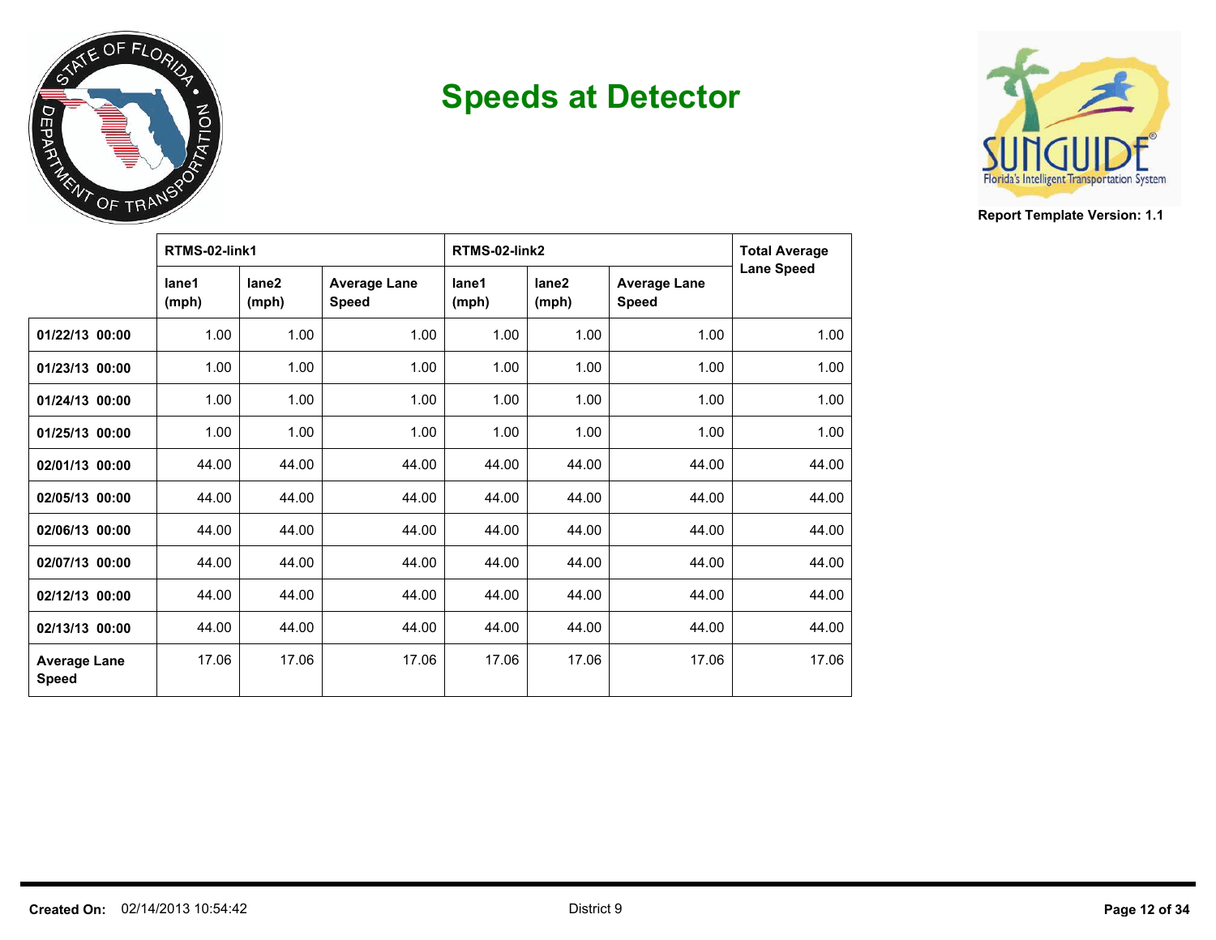# Speeds at Detector

Report Template Version: 1.1

| | RTMS-02-link1 | | | RTMS-02-link2 | | | Total Average Lane Speed |
|---|---|---|---|---|---|---|---|
| | lane1 (mph) | lane2 (mph) | Average Lane Speed | lane1 (mph) | lane2 (mph) | Average Lane Speed | |
| **01/22/13 00:00** | 1.00 | 1.00 | 1.00 | 1.00 | 1.00 | 1.00 | 1.00 |
| **01/23/13 00:00** | 1.00 | 1.00 | 1.00 | 1.00 | 1.00 | 1.00 | 1.00 |
| **01/24/13 00:00** | 1.00 | 1.00 | 1.00 | 1.00 | 1.00 | 1.00 | 1.00 |
| **01/25/13 00:00** | 1.00 | 1.00 | 1.00 | 1.00 | 1.00 | 1.00 | 1.00 |
| **02/01/13 00:00** | 44.00 | 44.00 | 44.00 | 44.00 | 44.00 | 44.00 | 44.00 |
| **02/05/13 00:00** | 44.00 | 44.00 | 44.00 | 44.00 | 44.00 | 44.00 | 44.00 |
| **02/06/13 00:00** | 44.00 | 44.00 | 44.00 | 44.00 | 44.00 | 44.00 | 44.00 |
| **02/07/13 00:00** | 44.00 | 44.00 | 44.00 | 44.00 | 44.00 | 44.00 | 44.00 |
| **02/12/13 00:00** | 44.00 | 44.00 | 44.00 | 44.00 | 44.00 | 44.00 | 44.00 |
| **02/13/13 00:00** | 44.00 | 44.00 | 44.00 | 44.00 | 44.00 | 44.00 | 44.00 |
| **Average Lane Speed** | 17.06 | 17.06 | 17.06 | 17.06 | 17.06 | 17.06 | 17.06 |

**Created On:** 02/14/2013 10:54:42 District 9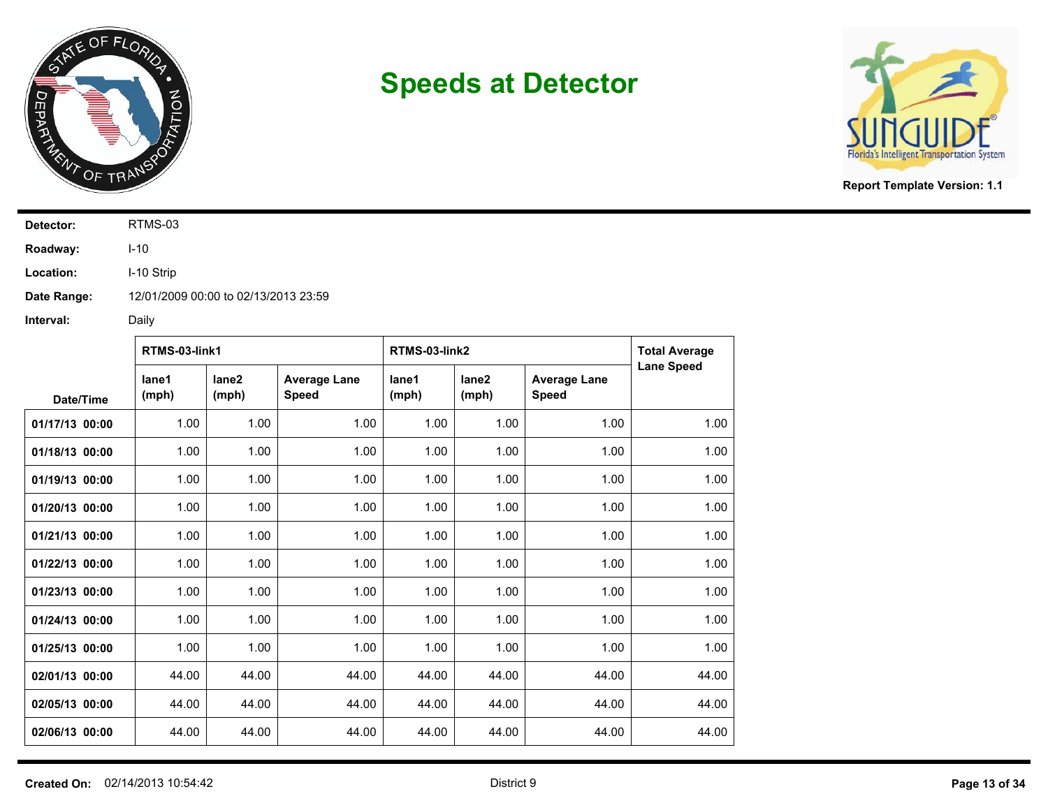# Speeds at Detector

**Report Template Version: 1.1**

**Detector:** RTMS-03

**Roadway:** I-10

**Location:** I-10 Strip

**Date Range:** 12/01/2009 00:00 to 02/13/2013 23:59

**Interval:** Daily

| Date/Time | RTMS-03-link1 | | | RTMS-03-link2 | | | Total Average Lane Speed |
|---|---|---|---|---|---|---|---|
| | lane1 (mph) | lane2 (mph) | Average Lane Speed | lane1 (mph) | lane2 (mph) | Average Lane Speed | |
| **01/17/13 00:00** | 1.00 | 1.00 | 1.00 | 1.00 | 1.00 | 1.00 | 1.00 |
| **01/18/13 00:00** | 1.00 | 1.00 | 1.00 | 1.00 | 1.00 | 1.00 | 1.00 |
| **01/19/13 00:00** | 1.00 | 1.00 | 1.00 | 1.00 | 1.00 | 1.00 | 1.00 |
| **01/20/13 00:00** | 1.00 | 1.00 | 1.00 | 1.00 | 1.00 | 1.00 | 1.00 |
| **01/21/13 00:00** | 1.00 | 1.00 | 1.00 | 1.00 | 1.00 | 1.00 | 1.00 |
| **01/22/13 00:00** | 1.00 | 1.00 | 1.00 | 1.00 | 1.00 | 1.00 | 1.00 |
| **01/23/13 00:00** | 1.00 | 1.00 | 1.00 | 1.00 | 1.00 | 1.00 | 1.00 |
| **01/24/13 00:00** | 1.00 | 1.00 | 1.00 | 1.00 | 1.00 | 1.00 | 1.00 |
| **01/25/13 00:00** | 1.00 | 1.00 | 1.00 | 1.00 | 1.00 | 1.00 | 1.00 |
| **02/01/13 00:00** | 44.00 | 44.00 | 44.00 | 44.00 | 44.00 | 44.00 | 44.00 |
| **02/05/13 00:00** | 44.00 | 44.00 | 44.00 | 44.00 | 44.00 | 44.00 | 44.00 |
| **02/06/13 00:00** | 44.00 | 44.00 | 44.00 | 44.00 | 44.00 | 44.00 | 44.00 |

**Created On:** 02/14/2013 10:54:42 District 9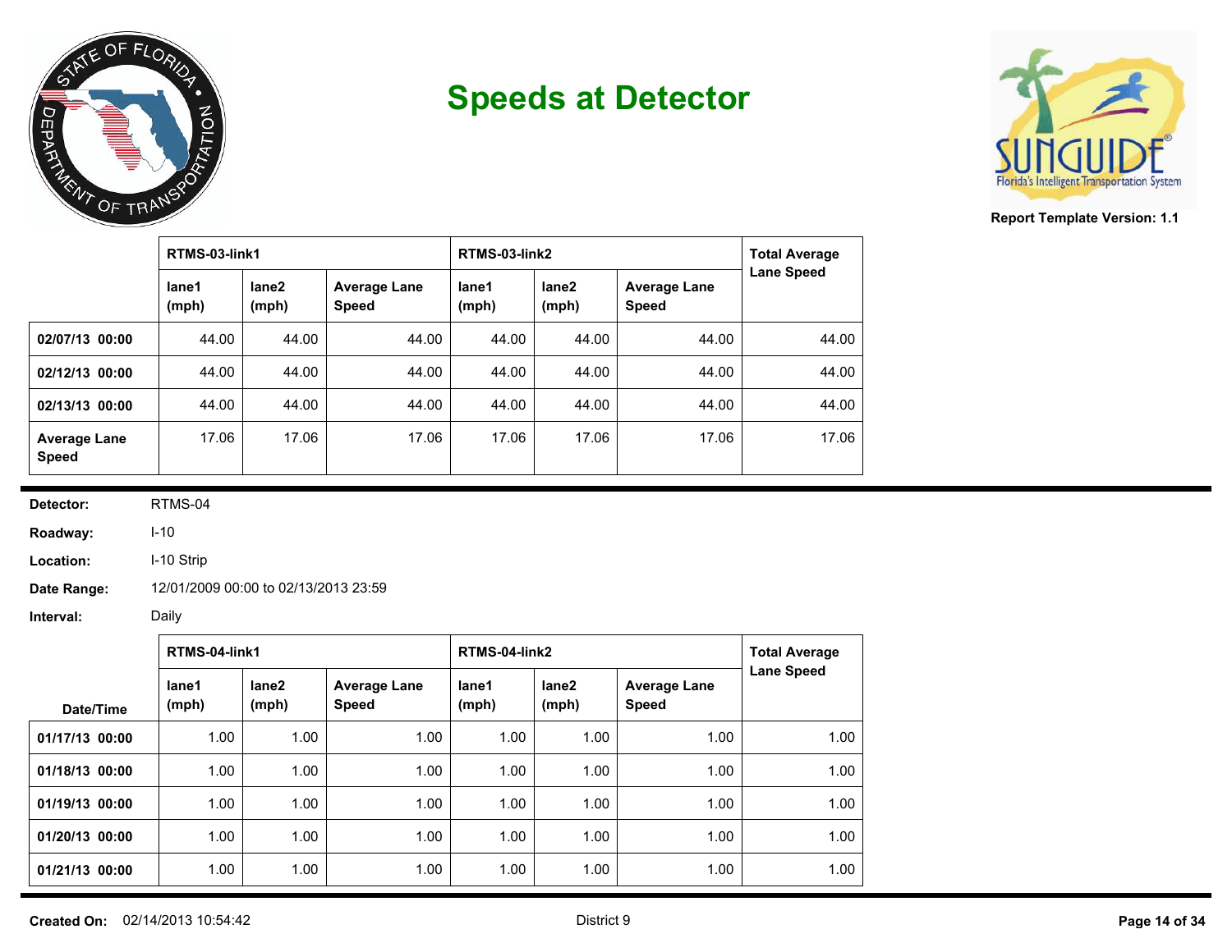# Speeds at Detector

Report Template Version: 1.1

| | RTMS-03-link1 | | | RTMS-03-link2 | | | Total Average Lane Speed |
|---|---|---|---|---|---|---|---|
| | lane1 (mph) | lane2 (mph) | Average Lane Speed | lane1 (mph) | lane2 (mph) | Average Lane Speed | |
| 02/07/13 00:00 | 44.00 | 44.00 | 44.00 | 44.00 | 44.00 | 44.00 | 44.00 |
| 02/12/13 00:00 | 44.00 | 44.00 | 44.00 | 44.00 | 44.00 | 44.00 | 44.00 |
| 02/13/13 00:00 | 44.00 | 44.00 | 44.00 | 44.00 | 44.00 | 44.00 | 44.00 |
| Average Lane Speed | 17.06 | 17.06 | 17.06 | 17.06 | 17.06 | 17.06 | 17.06 |

**Detector:** RTMS-04

**Roadway:** I-10

**Location:** I-10 Strip

**Date Range:** 12/01/2009 00:00 to 02/13/2013 23:59

**Interval:** Daily

| | RTMS-04-link1 | | | RTMS-04-link2 | | | Total Average Lane Speed |
|---|---|---|---|---|---|---|---|
| Date/Time | lane1 (mph) | lane2 (mph) | Average Lane Speed | lane1 (mph) | lane2 (mph) | Average Lane Speed | |
| 01/17/13 00:00 | 1.00 | 1.00 | 1.00 | 1.00 | 1.00 | 1.00 | 1.00 |
| 01/18/13 00:00 | 1.00 | 1.00 | 1.00 | 1.00 | 1.00 | 1.00 | 1.00 |
| 01/19/13 00:00 | 1.00 | 1.00 | 1.00 | 1.00 | 1.00 | 1.00 | 1.00 |
| 01/20/13 00:00 | 1.00 | 1.00 | 1.00 | 1.00 | 1.00 | 1.00 | 1.00 |
| 01/21/13 00:00 | 1.00 | 1.00 | 1.00 | 1.00 | 1.00 | 1.00 | 1.00 |

**Created On:** 02/14/2013 10:54:42

District 9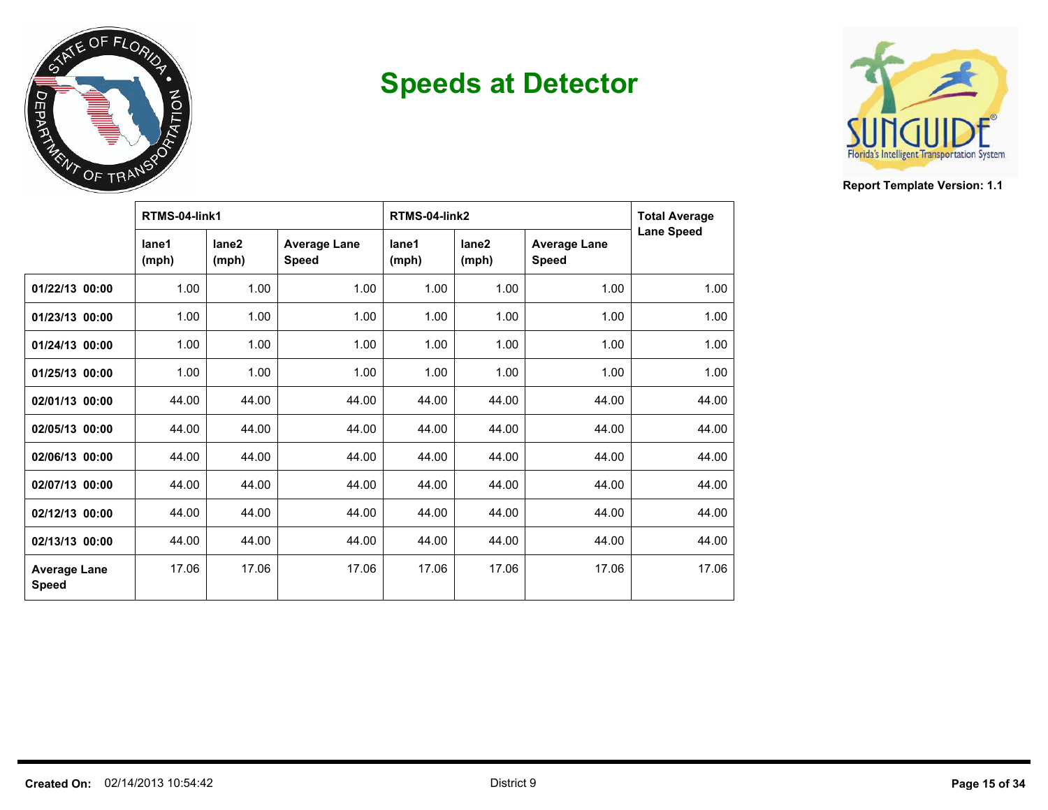# Speeds at Detector

Report Template Version: 1.1

| | RTMS-04-link1 | | | RTMS-04-link2 | | | Total Average Lane Speed |
|---|---|---|---|---|---|---|---|
| | lane1 (mph) | lane2 (mph) | Average Lane Speed | lane1 (mph) | lane2 (mph) | Average Lane Speed | |
| **01/22/13 00:00** | 1.00 | 1.00 | 1.00 | 1.00 | 1.00 | 1.00 | 1.00 |
| **01/23/13 00:00** | 1.00 | 1.00 | 1.00 | 1.00 | 1.00 | 1.00 | 1.00 |
| **01/24/13 00:00** | 1.00 | 1.00 | 1.00 | 1.00 | 1.00 | 1.00 | 1.00 |
| **01/25/13 00:00** | 1.00 | 1.00 | 1.00 | 1.00 | 1.00 | 1.00 | 1.00 |
| **02/01/13 00:00** | 44.00 | 44.00 | 44.00 | 44.00 | 44.00 | 44.00 | 44.00 |
| **02/05/13 00:00** | 44.00 | 44.00 | 44.00 | 44.00 | 44.00 | 44.00 | 44.00 |
| **02/06/13 00:00** | 44.00 | 44.00 | 44.00 | 44.00 | 44.00 | 44.00 | 44.00 |
| **02/07/13 00:00** | 44.00 | 44.00 | 44.00 | 44.00 | 44.00 | 44.00 | 44.00 |
| **02/12/13 00:00** | 44.00 | 44.00 | 44.00 | 44.00 | 44.00 | 44.00 | 44.00 |
| **02/13/13 00:00** | 44.00 | 44.00 | 44.00 | 44.00 | 44.00 | 44.00 | 44.00 |
| **Average Lane Speed** | 17.06 | 17.06 | 17.06 | 17.06 | 17.06 | 17.06 | 17.06 |

**Created On:** 02/14/2013 10:54:42 District 9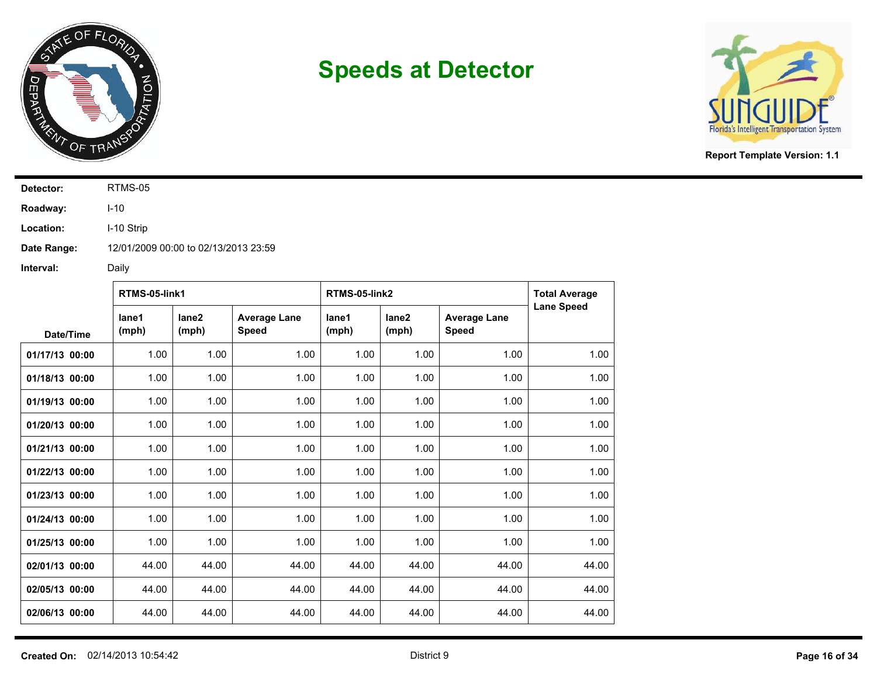# Speeds at Detector

Report Template Version: 1.1

**Detector:** RTMS-05

**Roadway:** I-10

**Location:** I-10 Strip

**Date Range:** 12/01/2009 00:00 to 02/13/2013 23:59

**Interval:** Daily

| | RTMS-05-link1 | | | RTMS-05-link2 | | | Total Average Lane Speed |
|---|---|---|---|---|---|---|---|
| Date/Time | lane1 (mph) | lane2 (mph) | Average Lane Speed | lane1 (mph) | lane2 (mph) | Average Lane Speed | |
| 01/17/13 00:00 | 1.00 | 1.00 | 1.00 | 1.00 | 1.00 | 1.00 | 1.00 |
| 01/18/13 00:00 | 1.00 | 1.00 | 1.00 | 1.00 | 1.00 | 1.00 | 1.00 |
| 01/19/13 00:00 | 1.00 | 1.00 | 1.00 | 1.00 | 1.00 | 1.00 | 1.00 |
| 01/20/13 00:00 | 1.00 | 1.00 | 1.00 | 1.00 | 1.00 | 1.00 | 1.00 |
| 01/21/13 00:00 | 1.00 | 1.00 | 1.00 | 1.00 | 1.00 | 1.00 | 1.00 |
| 01/22/13 00:00 | 1.00 | 1.00 | 1.00 | 1.00 | 1.00 | 1.00 | 1.00 |
| 01/23/13 00:00 | 1.00 | 1.00 | 1.00 | 1.00 | 1.00 | 1.00 | 1.00 |
| 01/24/13 00:00 | 1.00 | 1.00 | 1.00 | 1.00 | 1.00 | 1.00 | 1.00 |
| 01/25/13 00:00 | 1.00 | 1.00 | 1.00 | 1.00 | 1.00 | 1.00 | 1.00 |
| 02/01/13 00:00 | 44.00 | 44.00 | 44.00 | 44.00 | 44.00 | 44.00 | 44.00 |
| 02/05/13 00:00 | 44.00 | 44.00 | 44.00 | 44.00 | 44.00 | 44.00 | 44.00 |
| 02/06/13 00:00 | 44.00 | 44.00 | 44.00 | 44.00 | 44.00 | 44.00 | 44.00 |

**Created On:** 02/14/2013 10:54:42

District 9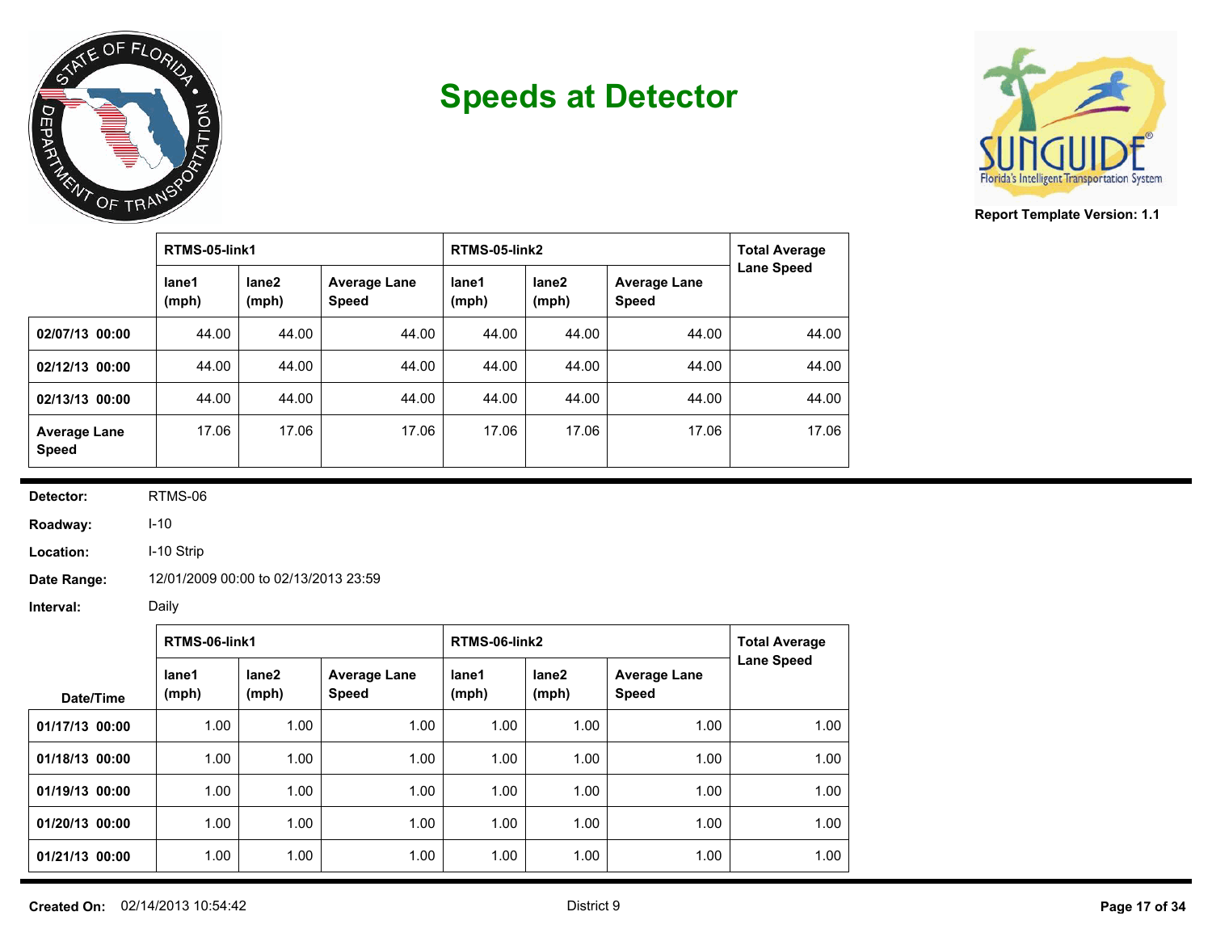# Speeds at Detector

Report Template Version: 1.1

| | RTMS-05-link1 | | | RTMS-05-link2 | | | Total Average Lane Speed |
|---|---|---|---|---|---|---|---|
| | lane1 (mph) | lane2 (mph) | Average Lane Speed | lane1 (mph) | lane2 (mph) | Average Lane Speed | |
| **02/07/13 00:00** | 44.00 | 44.00 | 44.00 | 44.00 | 44.00 | 44.00 | 44.00 |
| **02/12/13 00:00** | 44.00 | 44.00 | 44.00 | 44.00 | 44.00 | 44.00 | 44.00 |
| **02/13/13 00:00** | 44.00 | 44.00 | 44.00 | 44.00 | 44.00 | 44.00 | 44.00 |
| **Average Lane Speed** | 17.06 | 17.06 | 17.06 | 17.06 | 17.06 | 17.06 | 17.06 |

**Detector:** RTMS-06

**Roadway:** I-10

**Location:** I-10 Strip

**Date Range:** 12/01/2009 00:00 to 02/13/2013 23:59

**Interval:** Daily

| | RTMS-06-link1 | | | RTMS-06-link2 | | | Total Average Lane Speed |
|---|---|---|---|---|---|---|---|
| Date/Time | lane1 (mph) | lane2 (mph) | Average Lane Speed | lane1 (mph) | lane2 (mph) | Average Lane Speed | |
| **01/17/13 00:00** | 1.00 | 1.00 | 1.00 | 1.00 | 1.00 | 1.00 | 1.00 |
| **01/18/13 00:00** | 1.00 | 1.00 | 1.00 | 1.00 | 1.00 | 1.00 | 1.00 |
| **01/19/13 00:00** | 1.00 | 1.00 | 1.00 | 1.00 | 1.00 | 1.00 | 1.00 |
| **01/20/13 00:00** | 1.00 | 1.00 | 1.00 | 1.00 | 1.00 | 1.00 | 1.00 |
| **01/21/13 00:00** | 1.00 | 1.00 | 1.00 | 1.00 | 1.00 | 1.00 | 1.00 |

**Created On:** 02/14/2013 10:54:42 District 9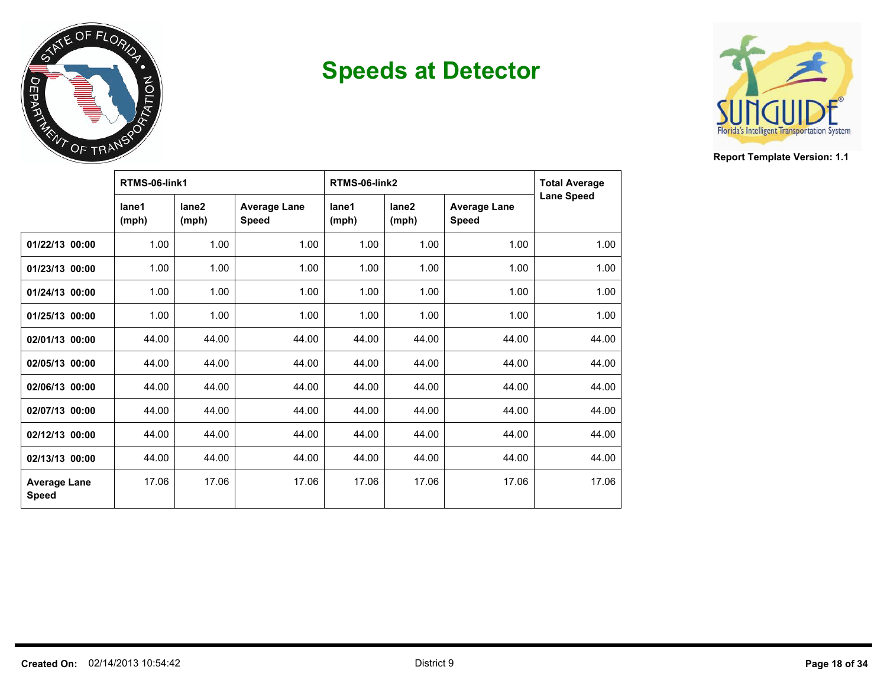# Speeds at Detector

Report Template Version: 1.1

| | RTMS-06-link1 | | | RTMS-06-link2 | | | Total Average Lane Speed |
|---|---|---|---|---|---|---|---|
| | lane1 (mph) | lane2 (mph) | Average Lane Speed | lane1 (mph) | lane2 (mph) | Average Lane Speed | |
| **01/22/13 00:00** | 1.00 | 1.00 | 1.00 | 1.00 | 1.00 | 1.00 | 1.00 |
| **01/23/13 00:00** | 1.00 | 1.00 | 1.00 | 1.00 | 1.00 | 1.00 | 1.00 |
| **01/24/13 00:00** | 1.00 | 1.00 | 1.00 | 1.00 | 1.00 | 1.00 | 1.00 |
| **01/25/13 00:00** | 1.00 | 1.00 | 1.00 | 1.00 | 1.00 | 1.00 | 1.00 |
| **02/01/13 00:00** | 44.00 | 44.00 | 44.00 | 44.00 | 44.00 | 44.00 | 44.00 |
| **02/05/13 00:00** | 44.00 | 44.00 | 44.00 | 44.00 | 44.00 | 44.00 | 44.00 |
| **02/06/13 00:00** | 44.00 | 44.00 | 44.00 | 44.00 | 44.00 | 44.00 | 44.00 |
| **02/07/13 00:00** | 44.00 | 44.00 | 44.00 | 44.00 | 44.00 | 44.00 | 44.00 |
| **02/12/13 00:00** | 44.00 | 44.00 | 44.00 | 44.00 | 44.00 | 44.00 | 44.00 |
| **02/13/13 00:00** | 44.00 | 44.00 | 44.00 | 44.00 | 44.00 | 44.00 | 44.00 |
| **Average Lane Speed** | 17.06 | 17.06 | 17.06 | 17.06 | 17.06 | 17.06 | 17.06 |

**Created On:** 02/14/2013 10:54:42 District 9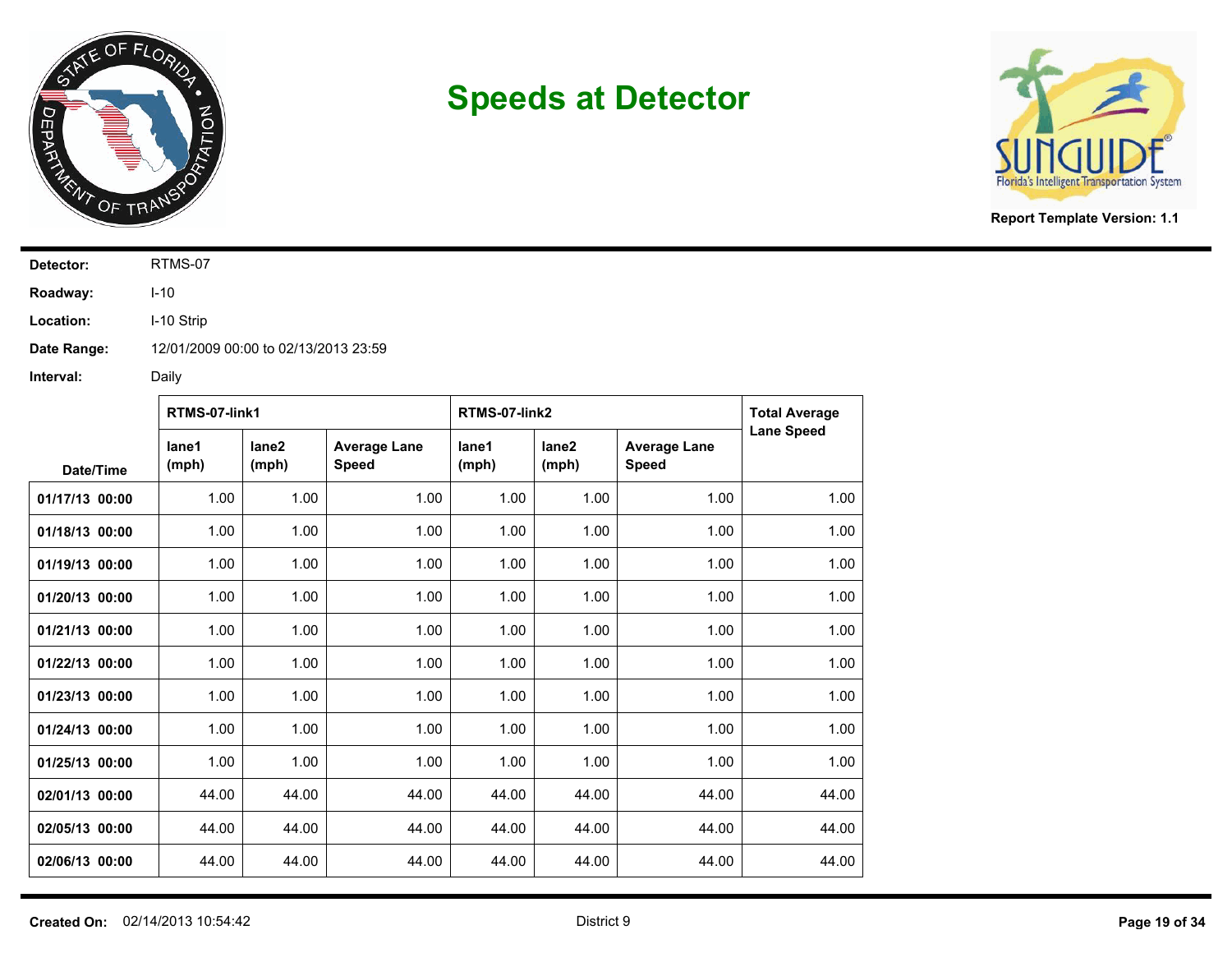# Speeds at Detector

**Report Template Version: 1.1**

**Detector:** RTMS-07

**Roadway:** I-10

**Location:** I-10 Strip

**Date Range:** 12/01/2009 00:00 to 02/13/2013 23:59

**Interval:** Daily

| | RTMS-07-link1 | | | RTMS-07-link2 | | | Total Average Lane Speed |
|---|---|---|---|---|---|---|---|
| **Date/Time** | **lane1 (mph)** | **lane2 (mph)** | **Average Lane Speed** | **lane1 (mph)** | **lane2 (mph)** | **Average Lane Speed** | |
| **01/17/13 00:00** | 1.00 | 1.00 | 1.00 | 1.00 | 1.00 | 1.00 | 1.00 |
| **01/18/13 00:00** | 1.00 | 1.00 | 1.00 | 1.00 | 1.00 | 1.00 | 1.00 |
| **01/19/13 00:00** | 1.00 | 1.00 | 1.00 | 1.00 | 1.00 | 1.00 | 1.00 |
| **01/20/13 00:00** | 1.00 | 1.00 | 1.00 | 1.00 | 1.00 | 1.00 | 1.00 |
| **01/21/13 00:00** | 1.00 | 1.00 | 1.00 | 1.00 | 1.00 | 1.00 | 1.00 |
| **01/22/13 00:00** | 1.00 | 1.00 | 1.00 | 1.00 | 1.00 | 1.00 | 1.00 |
| **01/23/13 00:00** | 1.00 | 1.00 | 1.00 | 1.00 | 1.00 | 1.00 | 1.00 |
| **01/24/13 00:00** | 1.00 | 1.00 | 1.00 | 1.00 | 1.00 | 1.00 | 1.00 |
| **01/25/13 00:00** | 1.00 | 1.00 | 1.00 | 1.00 | 1.00 | 1.00 | 1.00 |
| **02/01/13 00:00** | 44.00 | 44.00 | 44.00 | 44.00 | 44.00 | 44.00 | 44.00 |
| **02/05/13 00:00** | 44.00 | 44.00 | 44.00 | 44.00 | 44.00 | 44.00 | 44.00 |
| **02/06/13 00:00** | 44.00 | 44.00 | 44.00 | 44.00 | 44.00 | 44.00 | 44.00 |

**Created On:** 02/14/2013 10:54:42 District 9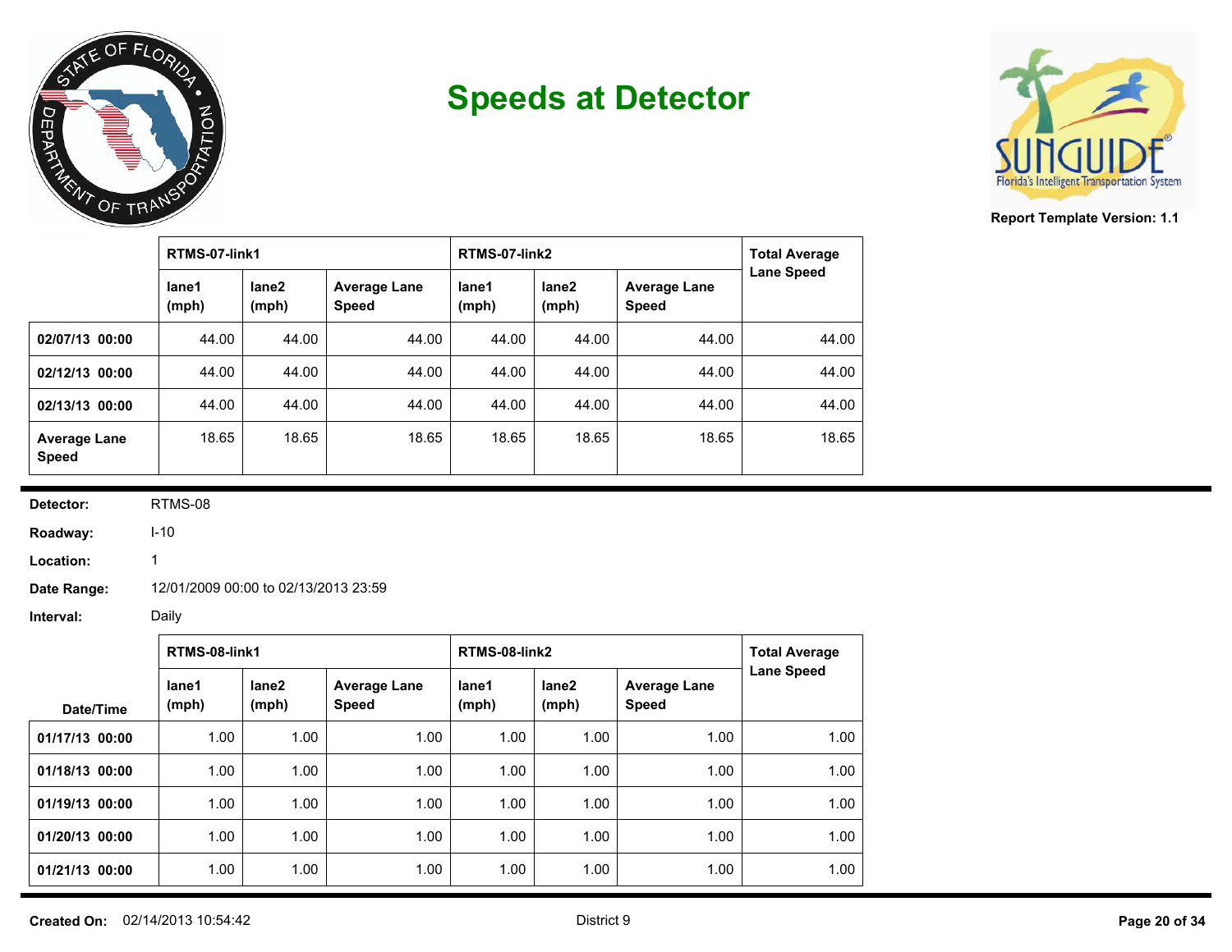# Speeds at Detector

Report Template Version: 1.1

| | RTMS-07-link1 | | | RTMS-07-link2 | | | Total Average Lane Speed |
|---|---|---|---|---|---|---|---|
| | lane1 (mph) | lane2 (mph) | Average Lane Speed | lane1 (mph) | lane2 (mph) | Average Lane Speed | |
| **02/07/13 00:00** | 44.00 | 44.00 | 44.00 | 44.00 | 44.00 | 44.00 | 44.00 |
| **02/12/13 00:00** | 44.00 | 44.00 | 44.00 | 44.00 | 44.00 | 44.00 | 44.00 |
| **02/13/13 00:00** | 44.00 | 44.00 | 44.00 | 44.00 | 44.00 | 44.00 | 44.00 |
| **Average Lane Speed** | 18.65 | 18.65 | 18.65 | 18.65 | 18.65 | 18.65 | 18.65 |

**Detector:** RTMS-08

**Roadway:** I-10

**Location:** 1

**Date Range:** 12/01/2009 00:00 to 02/13/2013 23:59

**Interval:** Daily

| | RTMS-08-link1 | | | RTMS-08-link2 | | | Total Average Lane Speed |
|---|---|---|---|---|---|---|---|
| Date/Time | lane1 (mph) | lane2 (mph) | Average Lane Speed | lane1 (mph) | lane2 (mph) | Average Lane Speed | |
| **01/17/13 00:00** | 1.00 | 1.00 | 1.00 | 1.00 | 1.00 | 1.00 | 1.00 |
| **01/18/13 00:00** | 1.00 | 1.00 | 1.00 | 1.00 | 1.00 | 1.00 | 1.00 |
| **01/19/13 00:00** | 1.00 | 1.00 | 1.00 | 1.00 | 1.00 | 1.00 | 1.00 |
| **01/20/13 00:00** | 1.00 | 1.00 | 1.00 | 1.00 | 1.00 | 1.00 | 1.00 |
| **01/21/13 00:00** | 1.00 | 1.00 | 1.00 | 1.00 | 1.00 | 1.00 | 1.00 |

**Created On:** 02/14/2013 10:54:42 District 9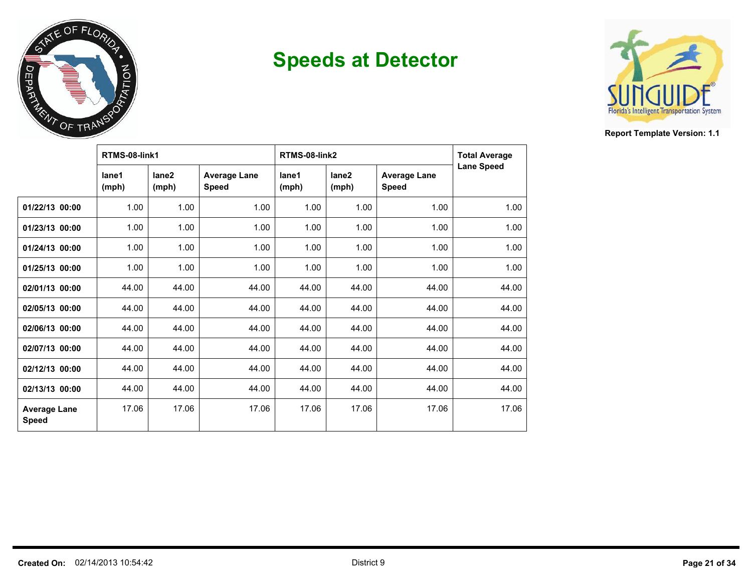# Speeds at Detector

Report Template Version: 1.1

| | RTMS-08-link1 | | | RTMS-08-link2 | | | Total Average Lane Speed |
|---|---|---|---|---|---|---|---|
| | lane1 (mph) | lane2 (mph) | Average Lane Speed | lane1 (mph) | lane2 (mph) | Average Lane Speed | |
| **01/22/13 00:00** | 1.00 | 1.00 | 1.00 | 1.00 | 1.00 | 1.00 | 1.00 |
| **01/23/13 00:00** | 1.00 | 1.00 | 1.00 | 1.00 | 1.00 | 1.00 | 1.00 |
| **01/24/13 00:00** | 1.00 | 1.00 | 1.00 | 1.00 | 1.00 | 1.00 | 1.00 |
| **01/25/13 00:00** | 1.00 | 1.00 | 1.00 | 1.00 | 1.00 | 1.00 | 1.00 |
| **02/01/13 00:00** | 44.00 | 44.00 | 44.00 | 44.00 | 44.00 | 44.00 | 44.00 |
| **02/05/13 00:00** | 44.00 | 44.00 | 44.00 | 44.00 | 44.00 | 44.00 | 44.00 |
| **02/06/13 00:00** | 44.00 | 44.00 | 44.00 | 44.00 | 44.00 | 44.00 | 44.00 |
| **02/07/13 00:00** | 44.00 | 44.00 | 44.00 | 44.00 | 44.00 | 44.00 | 44.00 |
| **02/12/13 00:00** | 44.00 | 44.00 | 44.00 | 44.00 | 44.00 | 44.00 | 44.00 |
| **02/13/13 00:00** | 44.00 | 44.00 | 44.00 | 44.00 | 44.00 | 44.00 | 44.00 |
| **Average Lane Speed** | 17.06 | 17.06 | 17.06 | 17.06 | 17.06 | 17.06 | 17.06 |

**Created On:** 02/14/2013 10:54:42 District 9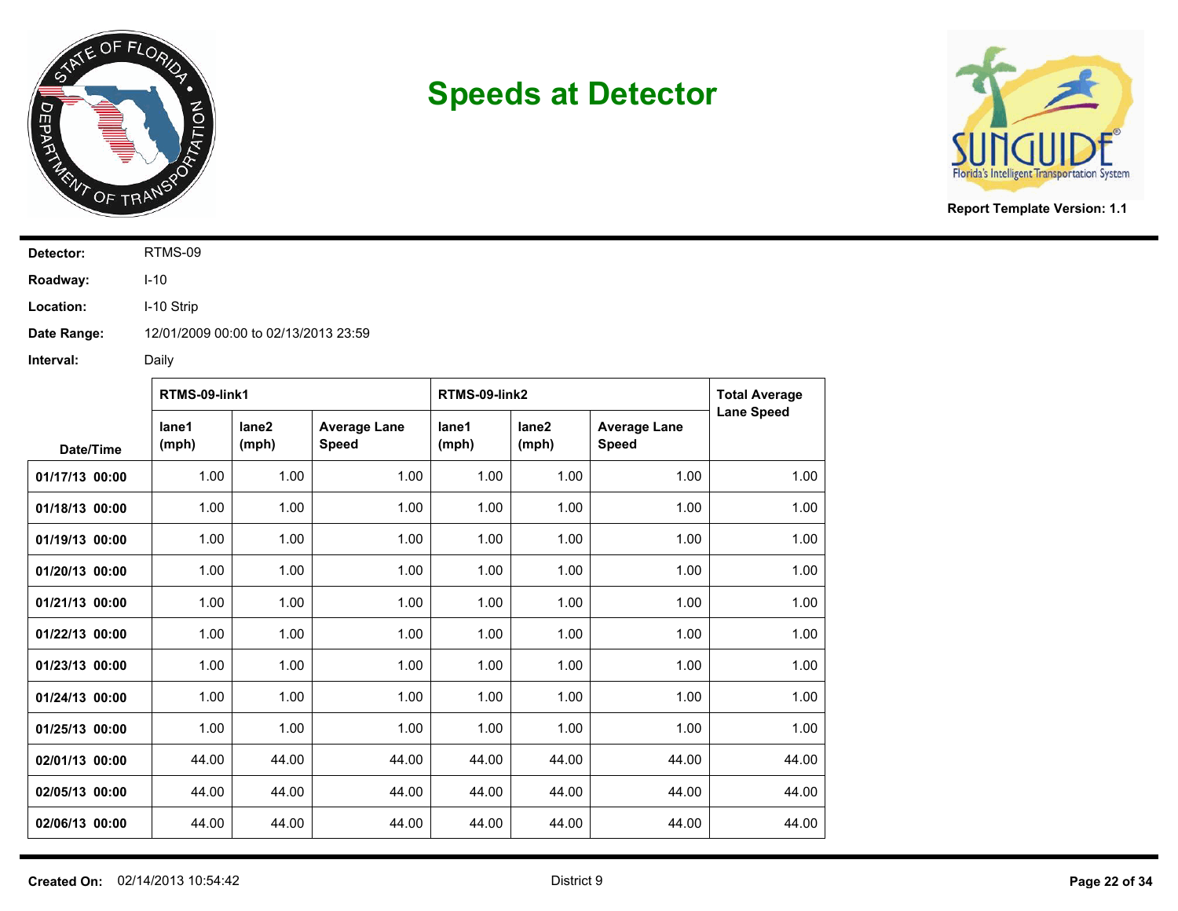# Speeds at Detector

**Report Template Version: 1.1**

**Detector:** RTMS-09

**Roadway:** I-10

**Location:** I-10 Strip

**Date Range:** 12/01/2009 00:00 to 02/13/2013 23:59

**Interval:** Daily

| | RTMS-09-link1 | | | RTMS-09-link2 | | | Total Average Lane Speed |
|---|---|---|---|---|---|---|---|
| **Date/Time** | **lane1 (mph)** | **lane2 (mph)** | **Average Lane Speed** | **lane1 (mph)** | **lane2 (mph)** | **Average Lane Speed** | |
| **01/17/13 00:00** | 1.00 | 1.00 | 1.00 | 1.00 | 1.00 | 1.00 | 1.00 |
| **01/18/13 00:00** | 1.00 | 1.00 | 1.00 | 1.00 | 1.00 | 1.00 | 1.00 |
| **01/19/13 00:00** | 1.00 | 1.00 | 1.00 | 1.00 | 1.00 | 1.00 | 1.00 |
| **01/20/13 00:00** | 1.00 | 1.00 | 1.00 | 1.00 | 1.00 | 1.00 | 1.00 |
| **01/21/13 00:00** | 1.00 | 1.00 | 1.00 | 1.00 | 1.00 | 1.00 | 1.00 |
| **01/22/13 00:00** | 1.00 | 1.00 | 1.00 | 1.00 | 1.00 | 1.00 | 1.00 |
| **01/23/13 00:00** | 1.00 | 1.00 | 1.00 | 1.00 | 1.00 | 1.00 | 1.00 |
| **01/24/13 00:00** | 1.00 | 1.00 | 1.00 | 1.00 | 1.00 | 1.00 | 1.00 |
| **01/25/13 00:00** | 1.00 | 1.00 | 1.00 | 1.00 | 1.00 | 1.00 | 1.00 |
| **02/01/13 00:00** | 44.00 | 44.00 | 44.00 | 44.00 | 44.00 | 44.00 | 44.00 |
| **02/05/13 00:00** | 44.00 | 44.00 | 44.00 | 44.00 | 44.00 | 44.00 | 44.00 |
| **02/06/13 00:00** | 44.00 | 44.00 | 44.00 | 44.00 | 44.00 | 44.00 | 44.00 |

**Created On:** 02/14/2013 10:54:42

District 9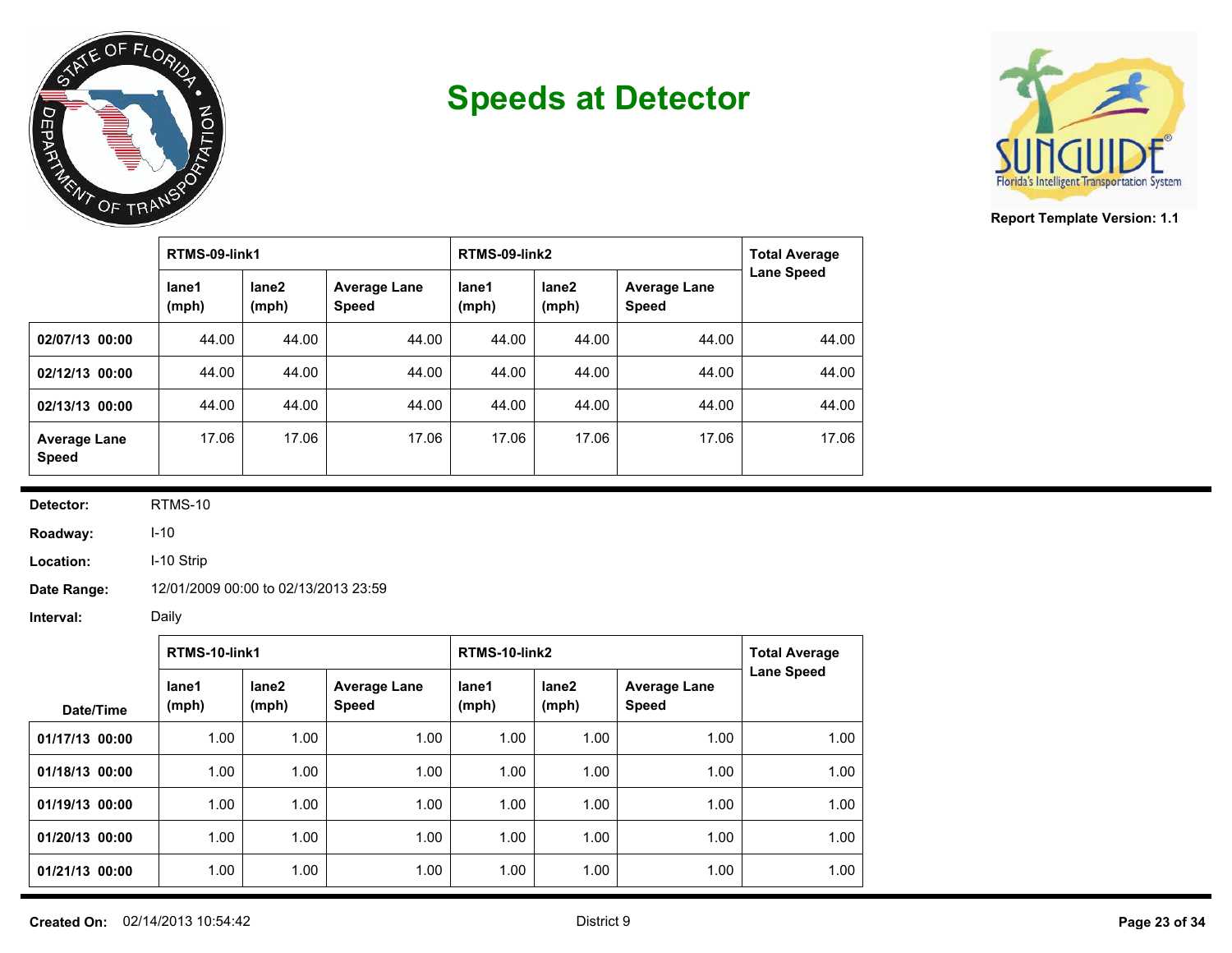# Speeds at Detector

Report Template Version: 1.1

| | RTMS-09-link1 | | | RTMS-09-link2 | | | Total Average Lane Speed |
|---|---|---|---|---|---|---|---|
| | lane1 (mph) | lane2 (mph) | Average Lane Speed | lane1 (mph) | lane2 (mph) | Average Lane Speed | |
| **02/07/13 00:00** | 44.00 | 44.00 | 44.00 | 44.00 | 44.00 | 44.00 | 44.00 |
| **02/12/13 00:00** | 44.00 | 44.00 | 44.00 | 44.00 | 44.00 | 44.00 | 44.00 |
| **02/13/13 00:00** | 44.00 | 44.00 | 44.00 | 44.00 | 44.00 | 44.00 | 44.00 |
| **Average Lane Speed** | 17.06 | 17.06 | 17.06 | 17.06 | 17.06 | 17.06 | 17.06 |

**Detector:** RTMS-10

**Roadway:** I-10

**Location:** I-10 Strip

**Date Range:** 12/01/2009 00:00 to 02/13/2013 23:59

**Interval:** Daily

| | RTMS-10-link1 | | | RTMS-10-link2 | | | Total Average Lane Speed |
|---|---|---|---|---|---|---|---|
| Date/Time | lane1 (mph) | lane2 (mph) | Average Lane Speed | lane1 (mph) | lane2 (mph) | Average Lane Speed | |
| **01/17/13 00:00** | 1.00 | 1.00 | 1.00 | 1.00 | 1.00 | 1.00 | 1.00 |
| **01/18/13 00:00** | 1.00 | 1.00 | 1.00 | 1.00 | 1.00 | 1.00 | 1.00 |
| **01/19/13 00:00** | 1.00 | 1.00 | 1.00 | 1.00 | 1.00 | 1.00 | 1.00 |
| **01/20/13 00:00** | 1.00 | 1.00 | 1.00 | 1.00 | 1.00 | 1.00 | 1.00 |
| **01/21/13 00:00** | 1.00 | 1.00 | 1.00 | 1.00 | 1.00 | 1.00 | 1.00 |

**Created On:** 02/14/2013 10:54:42 District 9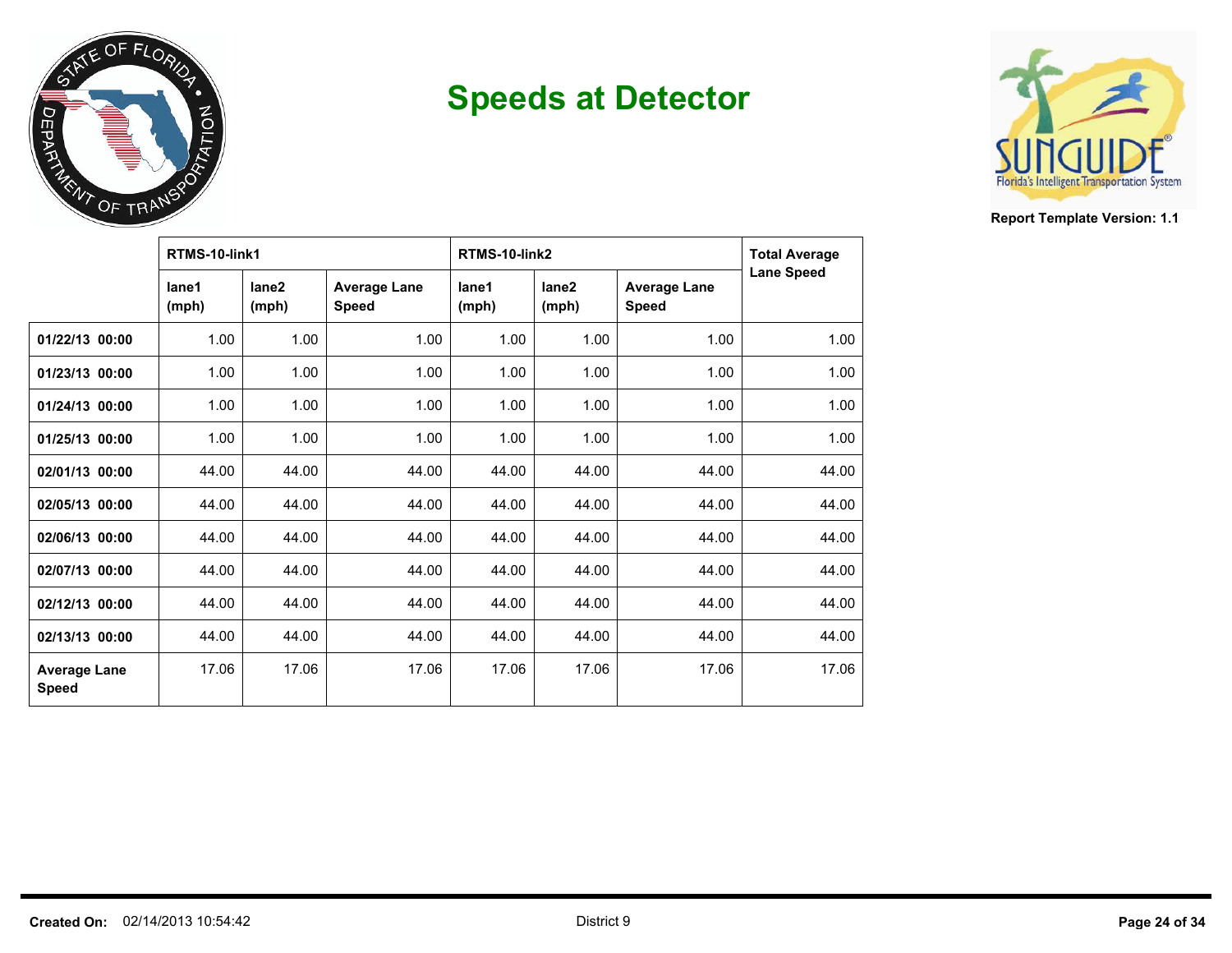# Speeds at Detector

Report Template Version: 1.1

| | RTMS-10-link1 | | | RTMS-10-link2 | | | Total Average Lane Speed |
|---|---|---|---|---|---|---|---|
| | lane1 (mph) | lane2 (mph) | Average Lane Speed | lane1 (mph) | lane2 (mph) | Average Lane Speed | |
| **01/22/13 00:00** | 1.00 | 1.00 | 1.00 | 1.00 | 1.00 | 1.00 | 1.00 |
| **01/23/13 00:00** | 1.00 | 1.00 | 1.00 | 1.00 | 1.00 | 1.00 | 1.00 |
| **01/24/13 00:00** | 1.00 | 1.00 | 1.00 | 1.00 | 1.00 | 1.00 | 1.00 |
| **01/25/13 00:00** | 1.00 | 1.00 | 1.00 | 1.00 | 1.00 | 1.00 | 1.00 |
| **02/01/13 00:00** | 44.00 | 44.00 | 44.00 | 44.00 | 44.00 | 44.00 | 44.00 |
| **02/05/13 00:00** | 44.00 | 44.00 | 44.00 | 44.00 | 44.00 | 44.00 | 44.00 |
| **02/06/13 00:00** | 44.00 | 44.00 | 44.00 | 44.00 | 44.00 | 44.00 | 44.00 |
| **02/07/13 00:00** | 44.00 | 44.00 | 44.00 | 44.00 | 44.00 | 44.00 | 44.00 |
| **02/12/13 00:00** | 44.00 | 44.00 | 44.00 | 44.00 | 44.00 | 44.00 | 44.00 |
| **02/13/13 00:00** | 44.00 | 44.00 | 44.00 | 44.00 | 44.00 | 44.00 | 44.00 |
| **Average Lane Speed** | 17.06 | 17.06 | 17.06 | 17.06 | 17.06 | 17.06 | 17.06 |

**Created On:** 02/14/2013 10:54:42 District 9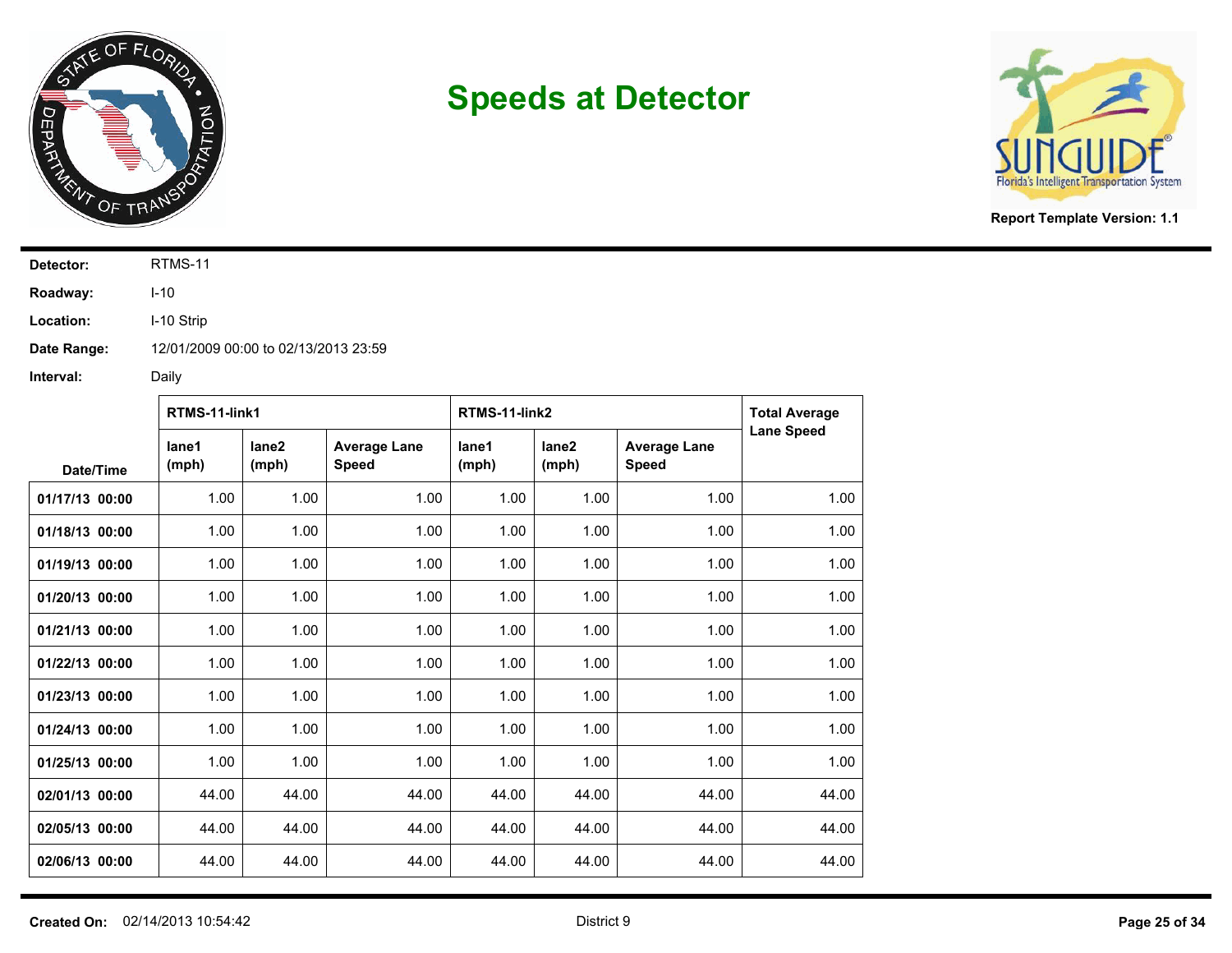# Speeds at Detector

**Report Template Version: 1.1**

**Detector:** RTMS-11

**Roadway:** I-10

**Location:** I-10 Strip

**Date Range:** 12/01/2009 00:00 to 02/13/2013 23:59

**Interval:** Daily

| | RTMS-11-link1 | | | RTMS-11-link2 | | | Total Average Lane Speed |
|---|---|---|---|---|---|---|---|
| **Date/Time** | **lane1 (mph)** | **lane2 (mph)** | **Average Lane Speed** | **lane1 (mph)** | **lane2 (mph)** | **Average Lane Speed** | |
| **01/17/13 00:00** | 1.00 | 1.00 | 1.00 | 1.00 | 1.00 | 1.00 | 1.00 |
| **01/18/13 00:00** | 1.00 | 1.00 | 1.00 | 1.00 | 1.00 | 1.00 | 1.00 |
| **01/19/13 00:00** | 1.00 | 1.00 | 1.00 | 1.00 | 1.00 | 1.00 | 1.00 |
| **01/20/13 00:00** | 1.00 | 1.00 | 1.00 | 1.00 | 1.00 | 1.00 | 1.00 |
| **01/21/13 00:00** | 1.00 | 1.00 | 1.00 | 1.00 | 1.00 | 1.00 | 1.00 |
| **01/22/13 00:00** | 1.00 | 1.00 | 1.00 | 1.00 | 1.00 | 1.00 | 1.00 |
| **01/23/13 00:00** | 1.00 | 1.00 | 1.00 | 1.00 | 1.00 | 1.00 | 1.00 |
| **01/24/13 00:00** | 1.00 | 1.00 | 1.00 | 1.00 | 1.00 | 1.00 | 1.00 |
| **01/25/13 00:00** | 1.00 | 1.00 | 1.00 | 1.00 | 1.00 | 1.00 | 1.00 |
| **02/01/13 00:00** | 44.00 | 44.00 | 44.00 | 44.00 | 44.00 | 44.00 | 44.00 |
| **02/05/13 00:00** | 44.00 | 44.00 | 44.00 | 44.00 | 44.00 | 44.00 | 44.00 |
| **02/06/13 00:00** | 44.00 | 44.00 | 44.00 | 44.00 | 44.00 | 44.00 | 44.00 |

**Created On:** 02/14/2013 10:54:42 District 9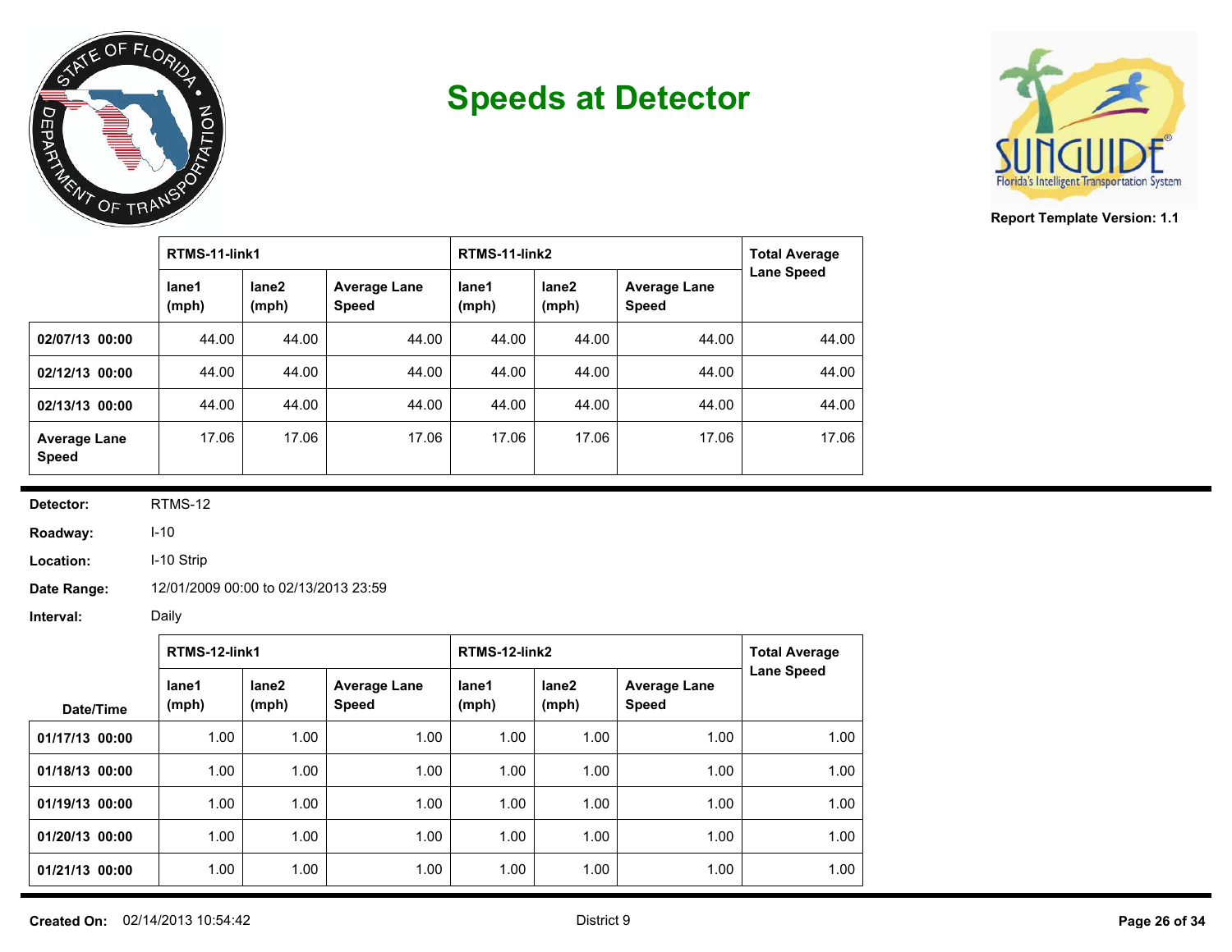# Speeds at Detector

Report Template Version: 1.1

| | RTMS-11-link1 | | | RTMS-11-link2 | | | Total Average Lane Speed |
|---|---|---|---|---|---|---|---|
| | lane1 (mph) | lane2 (mph) | Average Lane Speed | lane1 (mph) | lane2 (mph) | Average Lane Speed | |
| 02/07/13 00:00 | 44.00 | 44.00 | 44.00 | 44.00 | 44.00 | 44.00 | 44.00 |
| 02/12/13 00:00 | 44.00 | 44.00 | 44.00 | 44.00 | 44.00 | 44.00 | 44.00 |
| 02/13/13 00:00 | 44.00 | 44.00 | 44.00 | 44.00 | 44.00 | 44.00 | 44.00 |
| Average Lane Speed | 17.06 | 17.06 | 17.06 | 17.06 | 17.06 | 17.06 | 17.06 |

**Detector:** RTMS-12

**Roadway:** I-10

**Location:** I-10 Strip

**Date Range:** 12/01/2009 00:00 to 02/13/2013 23:59

**Interval:** Daily

| | RTMS-12-link1 | | | RTMS-12-link2 | | | Total Average Lane Speed |
|---|---|---|---|---|---|---|---|
| Date/Time | lane1 (mph) | lane2 (mph) | Average Lane Speed | lane1 (mph) | lane2 (mph) | Average Lane Speed | |
| 01/17/13 00:00 | 1.00 | 1.00 | 1.00 | 1.00 | 1.00 | 1.00 | 1.00 |
| 01/18/13 00:00 | 1.00 | 1.00 | 1.00 | 1.00 | 1.00 | 1.00 | 1.00 |
| 01/19/13 00:00 | 1.00 | 1.00 | 1.00 | 1.00 | 1.00 | 1.00 | 1.00 |
| 01/20/13 00:00 | 1.00 | 1.00 | 1.00 | 1.00 | 1.00 | 1.00 | 1.00 |
| 01/21/13 00:00 | 1.00 | 1.00 | 1.00 | 1.00 | 1.00 | 1.00 | 1.00 |

**Created On:** 02/14/2013 10:54:42 District 9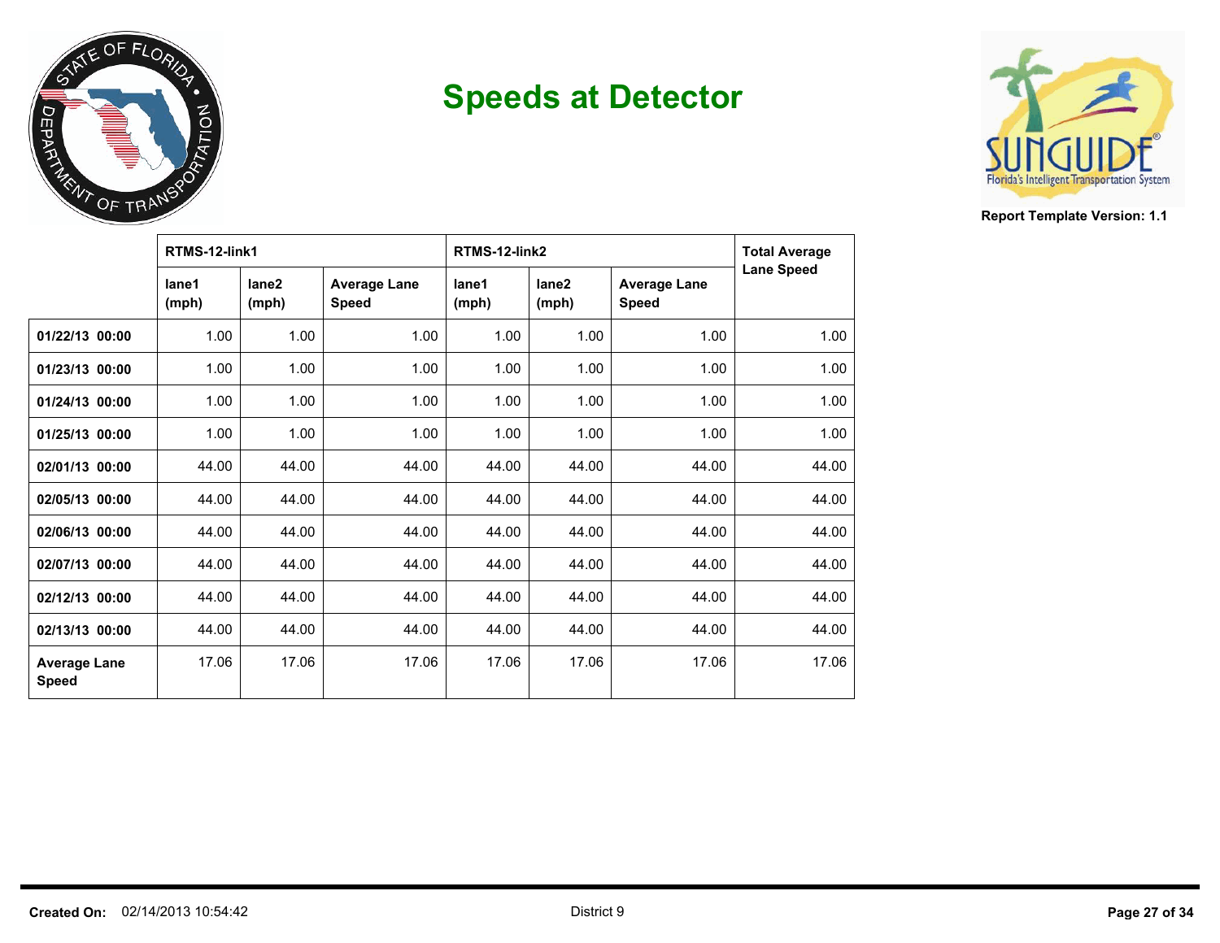# Speeds at Detector

Report Template Version: 1.1

| | RTMS-12-link1 | | | RTMS-12-link2 | | | Total Average Lane Speed |
|---|---|---|---|---|---|---|---|
| | lane1 (mph) | lane2 (mph) | Average Lane Speed | lane1 (mph) | lane2 (mph) | Average Lane Speed | |
| **01/22/13 00:00** | 1.00 | 1.00 | 1.00 | 1.00 | 1.00 | 1.00 | 1.00 |
| **01/23/13 00:00** | 1.00 | 1.00 | 1.00 | 1.00 | 1.00 | 1.00 | 1.00 |
| **01/24/13 00:00** | 1.00 | 1.00 | 1.00 | 1.00 | 1.00 | 1.00 | 1.00 |
| **01/25/13 00:00** | 1.00 | 1.00 | 1.00 | 1.00 | 1.00 | 1.00 | 1.00 |
| **02/01/13 00:00** | 44.00 | 44.00 | 44.00 | 44.00 | 44.00 | 44.00 | 44.00 |
| **02/05/13 00:00** | 44.00 | 44.00 | 44.00 | 44.00 | 44.00 | 44.00 | 44.00 |
| **02/06/13 00:00** | 44.00 | 44.00 | 44.00 | 44.00 | 44.00 | 44.00 | 44.00 |
| **02/07/13 00:00** | 44.00 | 44.00 | 44.00 | 44.00 | 44.00 | 44.00 | 44.00 |
| **02/12/13 00:00** | 44.00 | 44.00 | 44.00 | 44.00 | 44.00 | 44.00 | 44.00 |
| **02/13/13 00:00** | 44.00 | 44.00 | 44.00 | 44.00 | 44.00 | 44.00 | 44.00 |
| **Average Lane Speed** | 17.06 | 17.06 | 17.06 | 17.06 | 17.06 | 17.06 | 17.06 |

**Created On:** 02/14/2013 10:54:42 District 9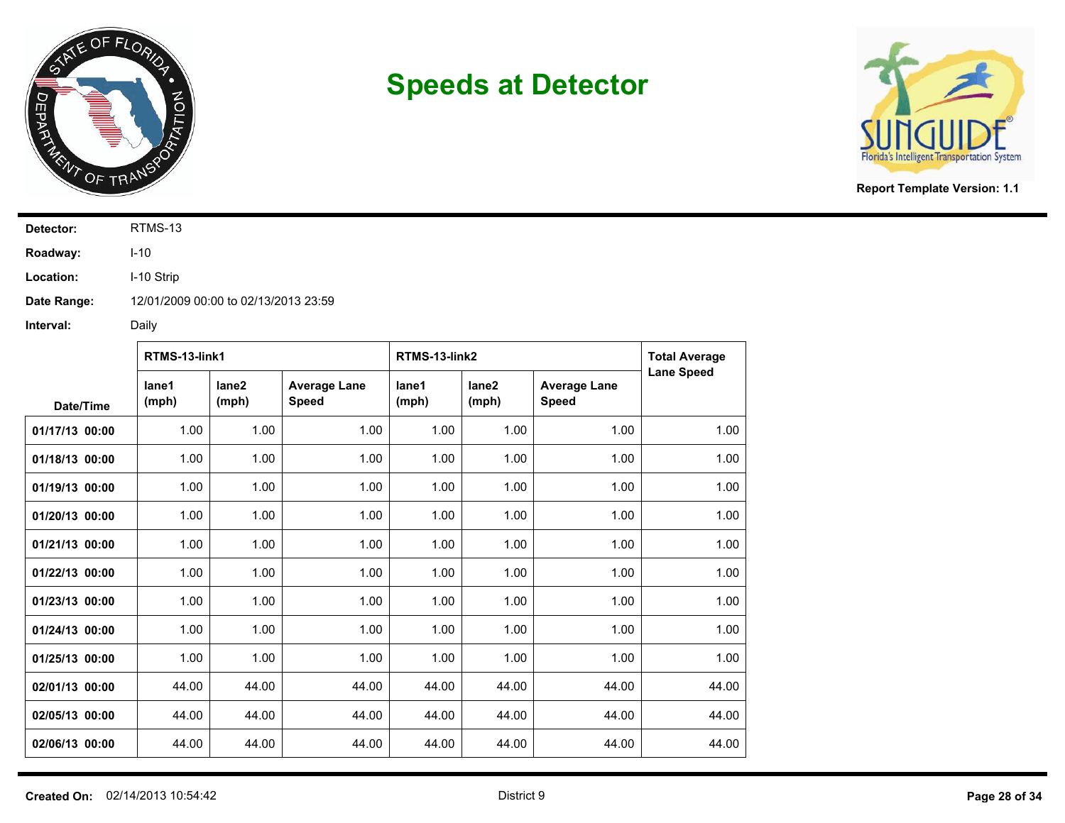# Speeds at Detector

**Report Template Version: 1.1**

**Detector:** RTMS-13

**Roadway:** I-10

**Location:** I-10 Strip

**Date Range:** 12/01/2009 00:00 to 02/13/2013 23:59

**Interval:** Daily

| Date/Time | RTMS-13-link1 | | | RTMS-13-link2 | | | Total Average Lane Speed |
|---|---|---|---|---|---|---|---|
| | lane1 (mph) | lane2 (mph) | Average Lane Speed | lane1 (mph) | lane2 (mph) | Average Lane Speed | |
| **01/17/13 00:00** | 1.00 | 1.00 | 1.00 | 1.00 | 1.00 | 1.00 | 1.00 |
| **01/18/13 00:00** | 1.00 | 1.00 | 1.00 | 1.00 | 1.00 | 1.00 | 1.00 |
| **01/19/13 00:00** | 1.00 | 1.00 | 1.00 | 1.00 | 1.00 | 1.00 | 1.00 |
| **01/20/13 00:00** | 1.00 | 1.00 | 1.00 | 1.00 | 1.00 | 1.00 | 1.00 |
| **01/21/13 00:00** | 1.00 | 1.00 | 1.00 | 1.00 | 1.00 | 1.00 | 1.00 |
| **01/22/13 00:00** | 1.00 | 1.00 | 1.00 | 1.00 | 1.00 | 1.00 | 1.00 |
| **01/23/13 00:00** | 1.00 | 1.00 | 1.00 | 1.00 | 1.00 | 1.00 | 1.00 |
| **01/24/13 00:00** | 1.00 | 1.00 | 1.00 | 1.00 | 1.00 | 1.00 | 1.00 |
| **01/25/13 00:00** | 1.00 | 1.00 | 1.00 | 1.00 | 1.00 | 1.00 | 1.00 |
| **02/01/13 00:00** | 44.00 | 44.00 | 44.00 | 44.00 | 44.00 | 44.00 | 44.00 |
| **02/05/13 00:00** | 44.00 | 44.00 | 44.00 | 44.00 | 44.00 | 44.00 | 44.00 |
| **02/06/13 00:00** | 44.00 | 44.00 | 44.00 | 44.00 | 44.00 | 44.00 | 44.00 |

**Created On:** 02/14/2013 10:54:42 District 9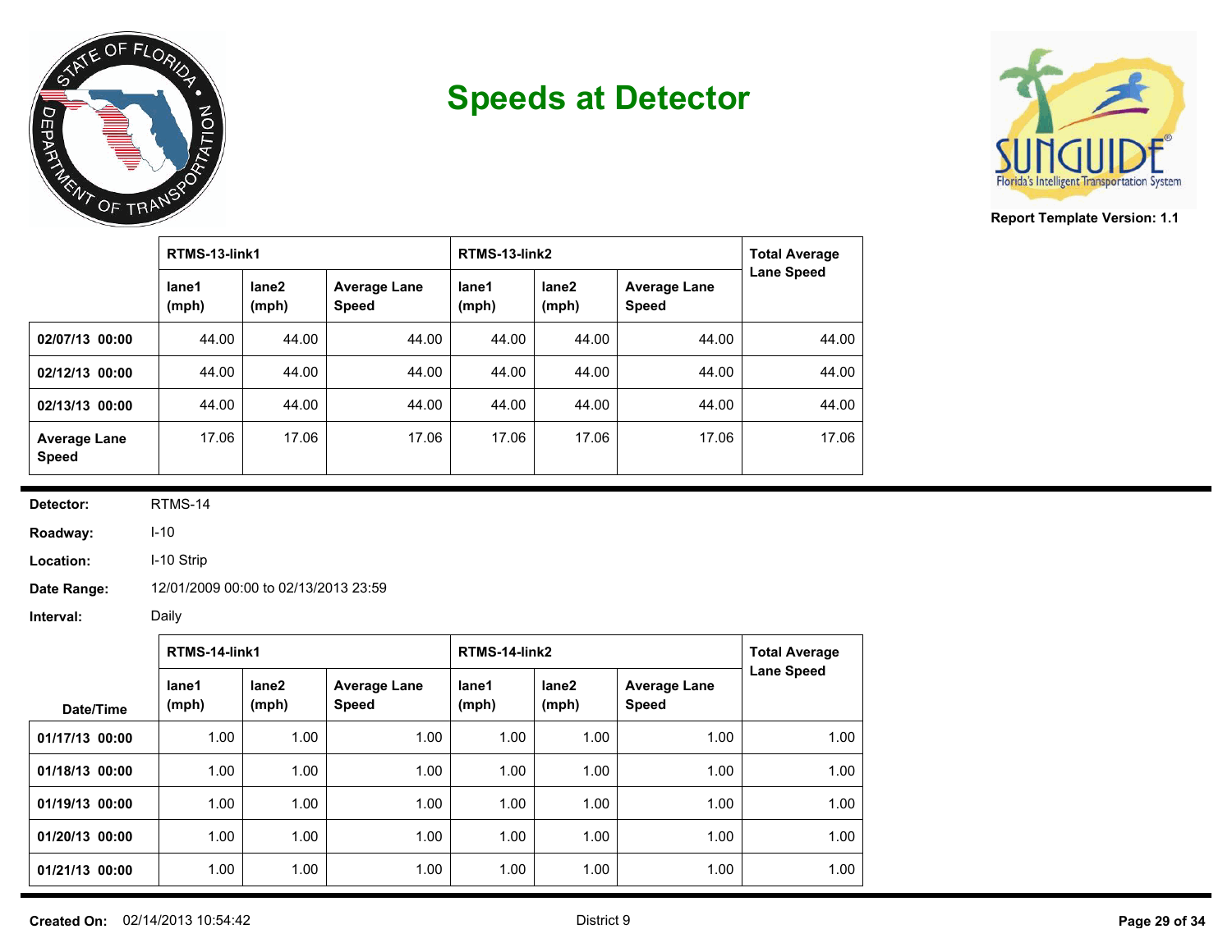# Speeds at Detector

Report Template Version: 1.1

| | RTMS-13-link1 | | | RTMS-13-link2 | | | Total Average Lane Speed |
|---|---|---|---|---|---|---|---|
| | lane1 (mph) | lane2 (mph) | Average Lane Speed | lane1 (mph) | lane2 (mph) | Average Lane Speed | |
| 02/07/13 00:00 | 44.00 | 44.00 | 44.00 | 44.00 | 44.00 | 44.00 | 44.00 |
| 02/12/13 00:00 | 44.00 | 44.00 | 44.00 | 44.00 | 44.00 | 44.00 | 44.00 |
| 02/13/13 00:00 | 44.00 | 44.00 | 44.00 | 44.00 | 44.00 | 44.00 | 44.00 |
| Average Lane Speed | 17.06 | 17.06 | 17.06 | 17.06 | 17.06 | 17.06 | 17.06 |

**Detector:** RTMS-14

**Roadway:** I-10

**Location:** I-10 Strip

**Date Range:** 12/01/2009 00:00 to 02/13/2013 23:59

**Interval:** Daily

| | RTMS-14-link1 | | | RTMS-14-link2 | | | Total Average Lane Speed |
|---|---|---|---|---|---|---|---|
| Date/Time | lane1 (mph) | lane2 (mph) | Average Lane Speed | lane1 (mph) | lane2 (mph) | Average Lane Speed | |
| 01/17/13 00:00 | 1.00 | 1.00 | 1.00 | 1.00 | 1.00 | 1.00 | 1.00 |
| 01/18/13 00:00 | 1.00 | 1.00 | 1.00 | 1.00 | 1.00 | 1.00 | 1.00 |
| 01/19/13 00:00 | 1.00 | 1.00 | 1.00 | 1.00 | 1.00 | 1.00 | 1.00 |
| 01/20/13 00:00 | 1.00 | 1.00 | 1.00 | 1.00 | 1.00 | 1.00 | 1.00 |
| 01/21/13 00:00 | 1.00 | 1.00 | 1.00 | 1.00 | 1.00 | 1.00 | 1.00 |

**Created On:** 02/14/2013 10:54:42

District 9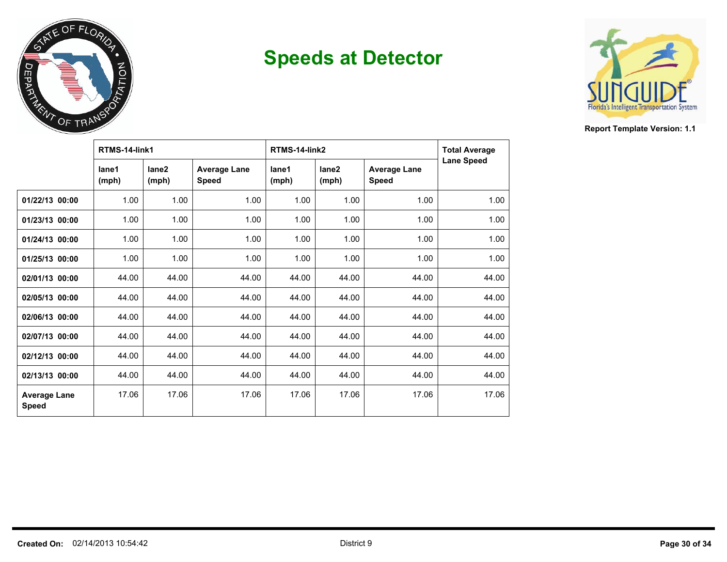# Speeds at Detector

Report Template Version: 1.1

| | RTMS-14-link1 | | | RTMS-14-link2 | | | Total Average Lane Speed |
|---|---|---|---|---|---|---|---|
| | lane1 (mph) | lane2 (mph) | Average Lane Speed | lane1 (mph) | lane2 (mph) | Average Lane Speed | |
| **01/22/13 00:00** | 1.00 | 1.00 | 1.00 | 1.00 | 1.00 | 1.00 | 1.00 |
| **01/23/13 00:00** | 1.00 | 1.00 | 1.00 | 1.00 | 1.00 | 1.00 | 1.00 |
| **01/24/13 00:00** | 1.00 | 1.00 | 1.00 | 1.00 | 1.00 | 1.00 | 1.00 |
| **01/25/13 00:00** | 1.00 | 1.00 | 1.00 | 1.00 | 1.00 | 1.00 | 1.00 |
| **02/01/13 00:00** | 44.00 | 44.00 | 44.00 | 44.00 | 44.00 | 44.00 | 44.00 |
| **02/05/13 00:00** | 44.00 | 44.00 | 44.00 | 44.00 | 44.00 | 44.00 | 44.00 |
| **02/06/13 00:00** | 44.00 | 44.00 | 44.00 | 44.00 | 44.00 | 44.00 | 44.00 |
| **02/07/13 00:00** | 44.00 | 44.00 | 44.00 | 44.00 | 44.00 | 44.00 | 44.00 |
| **02/12/13 00:00** | 44.00 | 44.00 | 44.00 | 44.00 | 44.00 | 44.00 | 44.00 |
| **02/13/13 00:00** | 44.00 | 44.00 | 44.00 | 44.00 | 44.00 | 44.00 | 44.00 |
| **Average Lane Speed** | 17.06 | 17.06 | 17.06 | 17.06 | 17.06 | 17.06 | 17.06 |

**Created On:** 02/14/2013 10:54:42 District 9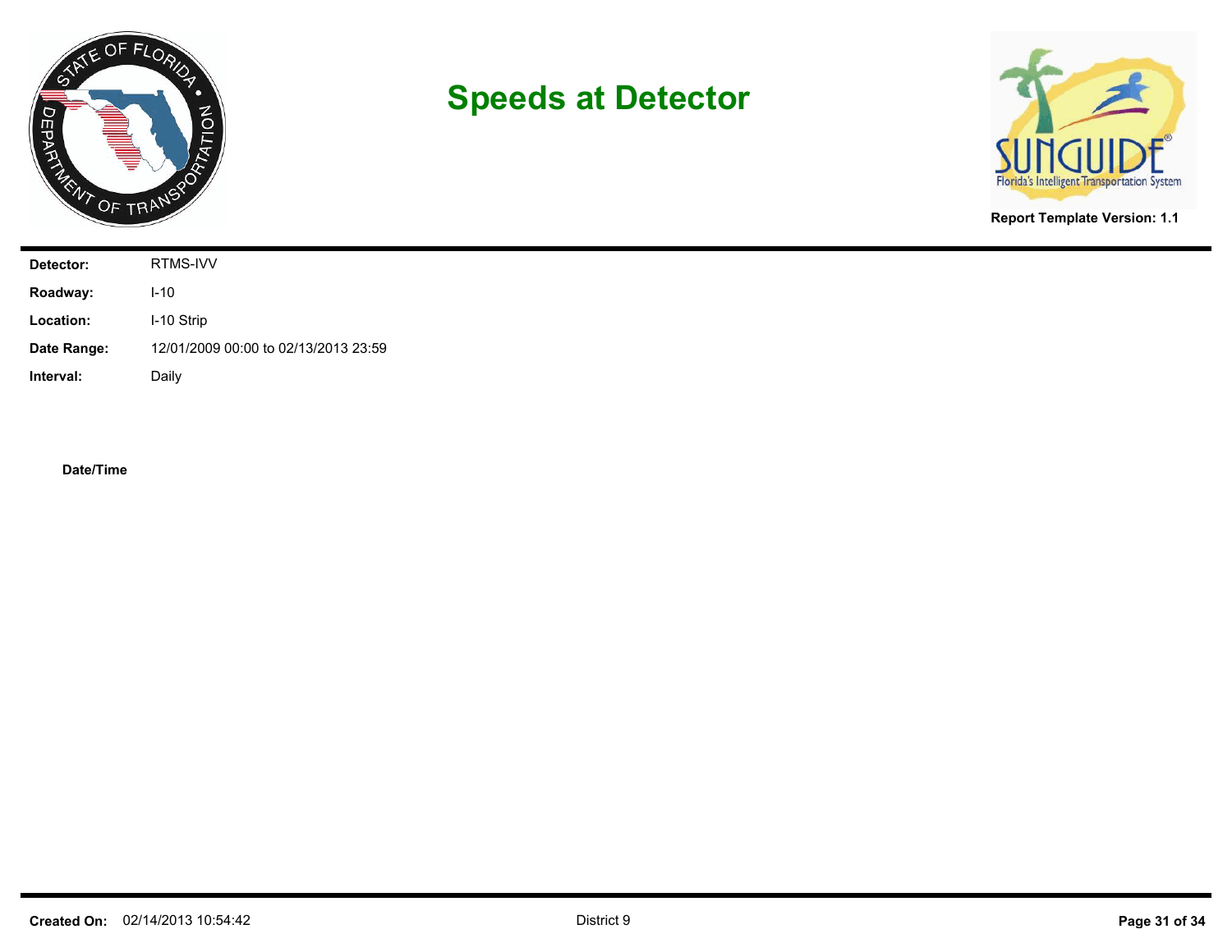# Speeds at Detector

**Report Template Version: 1.1**

| | |
|---|---|
| **Detector:** | RTMS-IVV |
| **Roadway:** | I-10 |
| **Location:** | I-10 Strip |
| **Date Range:** | 12/01/2009 00:00 to 02/13/2013 23:59 |
| **Interval:** | Daily |

**Date/Time**

**Created On:** 02/14/2013 10:54:42

District 9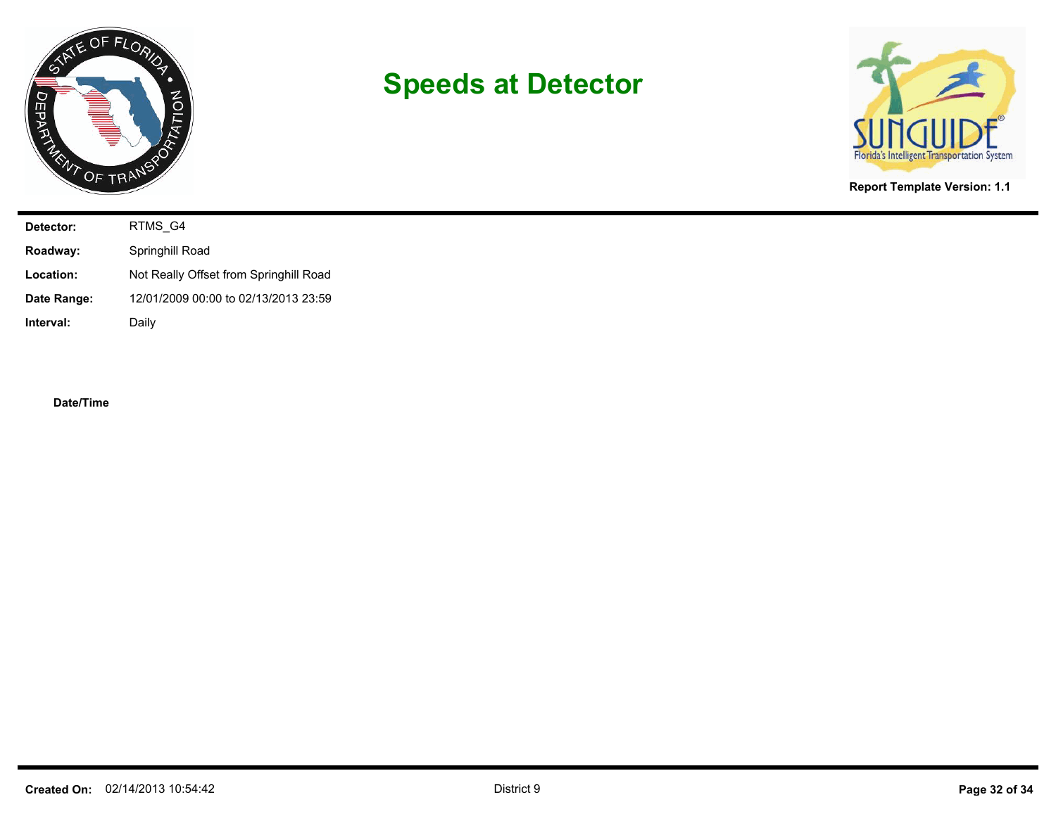# Speeds at Detector

**Report Template Version: 1.1**

| | |
|---|---|
| **Detector:** | RTMS_G4 |
| **Roadway:** | Springhill Road |
| **Location:** | Not Really Offset from Springhill Road |
| **Date Range:** | 12/01/2009 00:00 to 02/13/2013 23:59 |
| **Interval:** | Daily |

**Date/Time**

**Created On:** 02/14/2013 10:54:42

District 9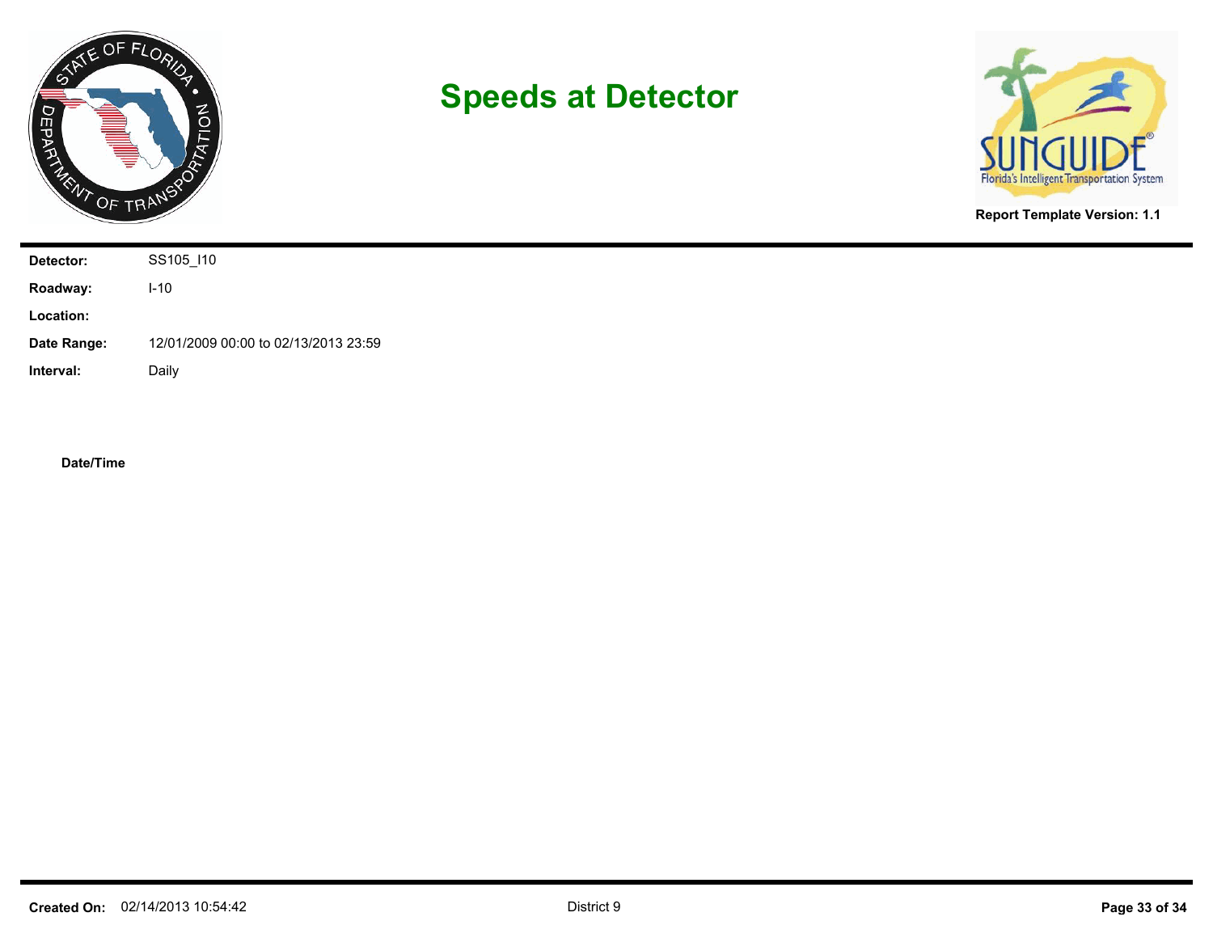# Speeds at Detector

**Report Template Version: 1.1**

| | |
|---|---|
| **Detector:** | SS105_I10 |
| **Roadway:** | I-10 |
| **Location:** | |
| **Date Range:** | 12/01/2009 00:00 to 02/13/2013 23:59 |
| **Interval:** | Daily |

**Date/Time**

**Created On:** 02/14/2013 10:54:42

District 9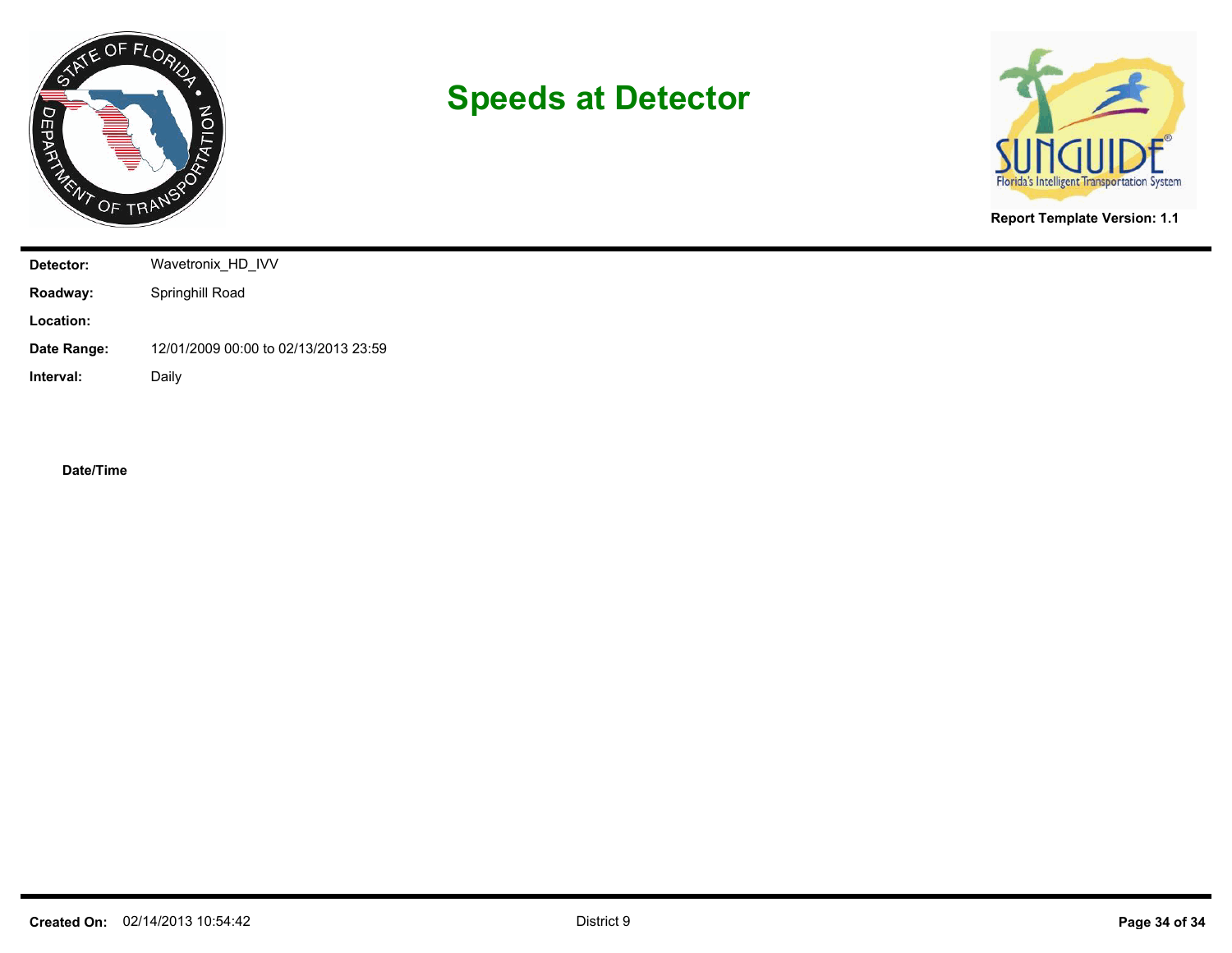# Speeds at Detector

**Report Template Version: 1.1**

| | |
|---|---|
| **Detector:** | Wavetronix_HD_IVV |
| **Roadway:** | Springhill Road |
| **Location:** | |
| **Date Range:** | 12/01/2009 00:00 to 02/13/2013 23:59 |
| **Interval:** | Daily |

**Date/Time**

**Created On:** 02/14/2013 10:54:42

District 9